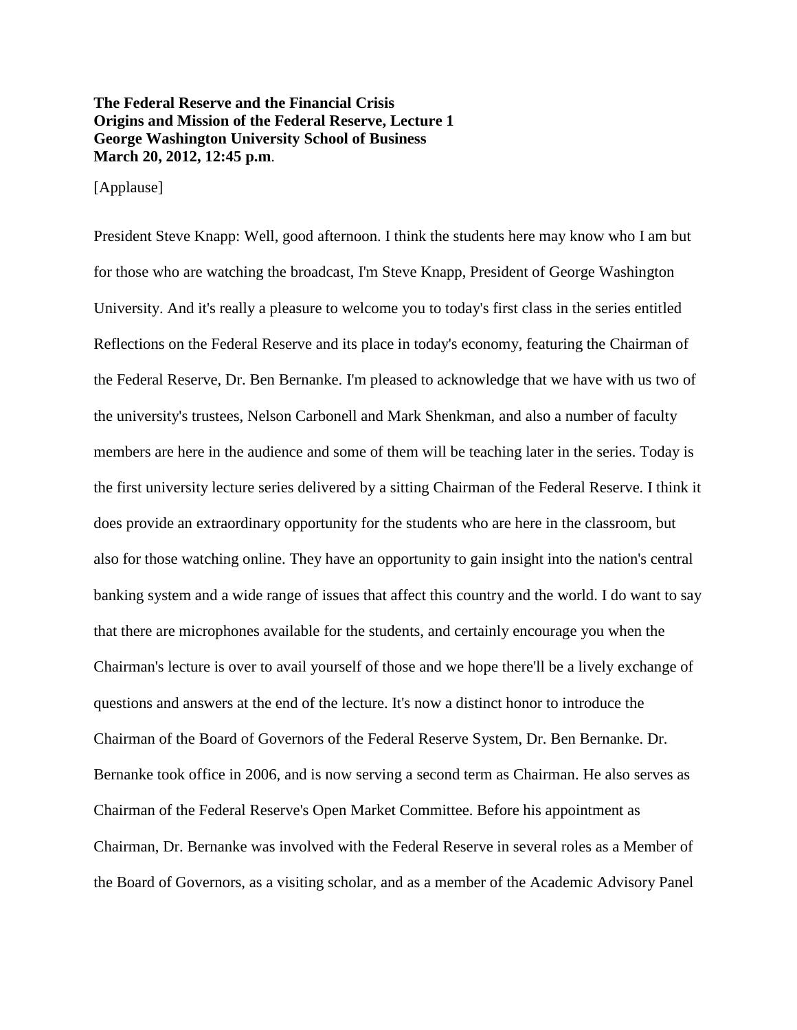**The Federal Reserve and the Financial Crisis**
**Origins and Mission of the Federal Reserve, Lecture 1**
**George Washington University School of Business**
**March 20, 2012, 12:45 p.m**.

[Applause]

President Steve Knapp: Well, good afternoon. I think the students here may know who I am but for those who are watching the broadcast, I'm Steve Knapp, President of George Washington University. And it's really a pleasure to welcome you to today's first class in the series entitled Reflections on the Federal Reserve and its place in today's economy, featuring the Chairman of the Federal Reserve, Dr. Ben Bernanke. I'm pleased to acknowledge that we have with us two of the university's trustees, Nelson Carbonell and Mark Shenkman, and also a number of faculty members are here in the audience and some of them will be teaching later in the series. Today is the first university lecture series delivered by a sitting Chairman of the Federal Reserve. I think it does provide an extraordinary opportunity for the students who are here in the classroom, but also for those watching online. They have an opportunity to gain insight into the nation's central banking system and a wide range of issues that affect this country and the world. I do want to say that there are microphones available for the students, and certainly encourage you when the Chairman's lecture is over to avail yourself of those and we hope there'll be a lively exchange of questions and answers at the end of the lecture. It's now a distinct honor to introduce the Chairman of the Board of Governors of the Federal Reserve System, Dr. Ben Bernanke. Dr. Bernanke took office in 2006, and is now serving a second term as Chairman. He also serves as Chairman of the Federal Reserve's Open Market Committee. Before his appointment as Chairman, Dr. Bernanke was involved with the Federal Reserve in several roles as a Member of the Board of Governors, as a visiting scholar, and as a member of the Academic Advisory Panel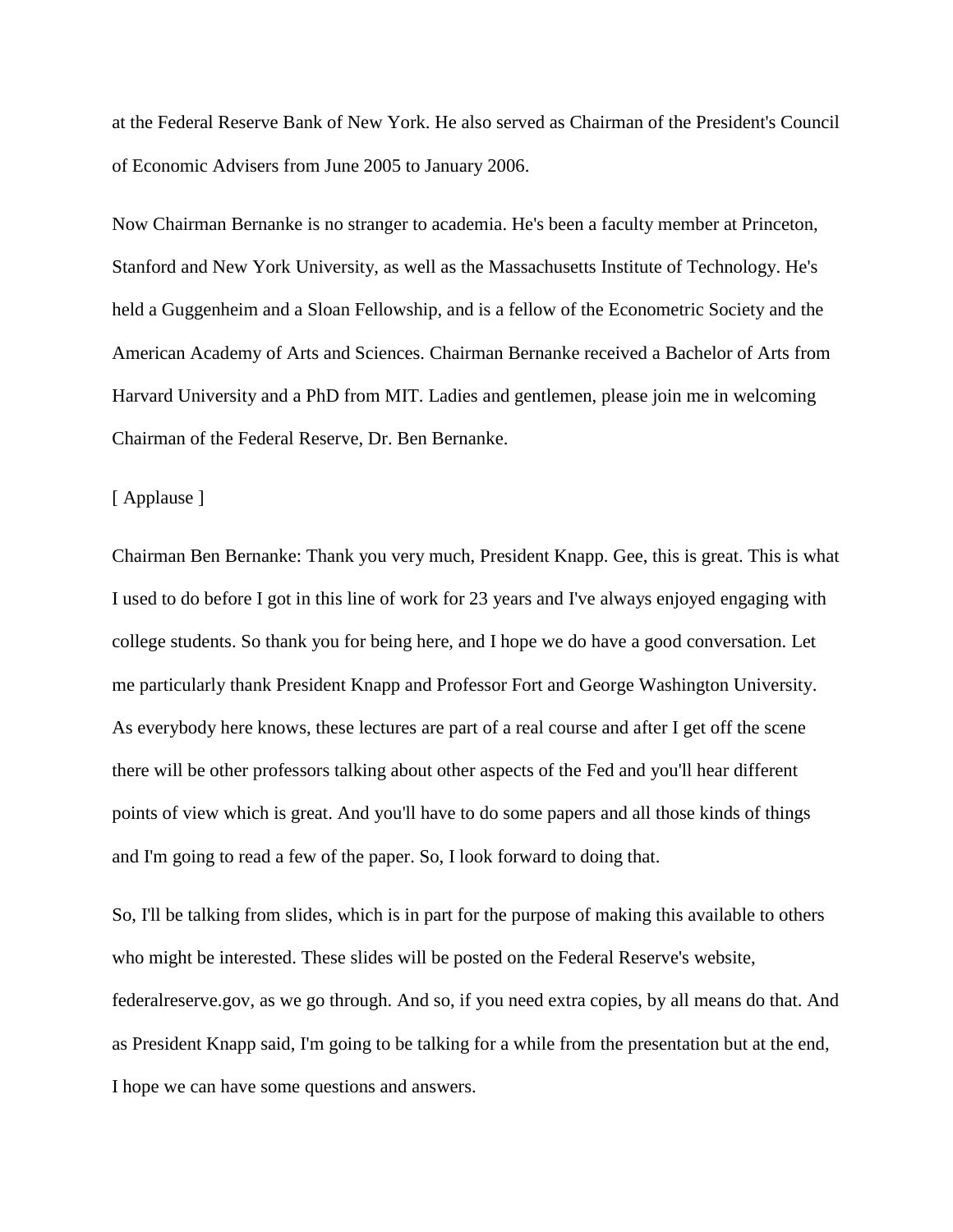at the Federal Reserve Bank of New York. He also served as Chairman of the President's Council of Economic Advisers from June 2005 to January 2006.

Now Chairman Bernanke is no stranger to academia. He's been a faculty member at Princeton, Stanford and New York University, as well as the Massachusetts Institute of Technology. He's held a Guggenheim and a Sloan Fellowship, and is a fellow of the Econometric Society and the American Academy of Arts and Sciences. Chairman Bernanke received a Bachelor of Arts from Harvard University and a PhD from MIT. Ladies and gentlemen, please join me in welcoming Chairman of the Federal Reserve, Dr. Ben Bernanke.

[ Applause ]

Chairman Ben Bernanke: Thank you very much, President Knapp. Gee, this is great. This is what I used to do before I got in this line of work for 23 years and I've always enjoyed engaging with college students. So thank you for being here, and I hope we do have a good conversation. Let me particularly thank President Knapp and Professor Fort and George Washington University. As everybody here knows, these lectures are part of a real course and after I get off the scene there will be other professors talking about other aspects of the Fed and you'll hear different points of view which is great. And you'll have to do some papers and all those kinds of things and I'm going to read a few of the paper. So, I look forward to doing that.

So, I'll be talking from slides, which is in part for the purpose of making this available to others who might be interested. These slides will be posted on the Federal Reserve's website, federalreserve.gov, as we go through. And so, if you need extra copies, by all means do that. And as President Knapp said, I'm going to be talking for a while from the presentation but at the end, I hope we can have some questions and answers.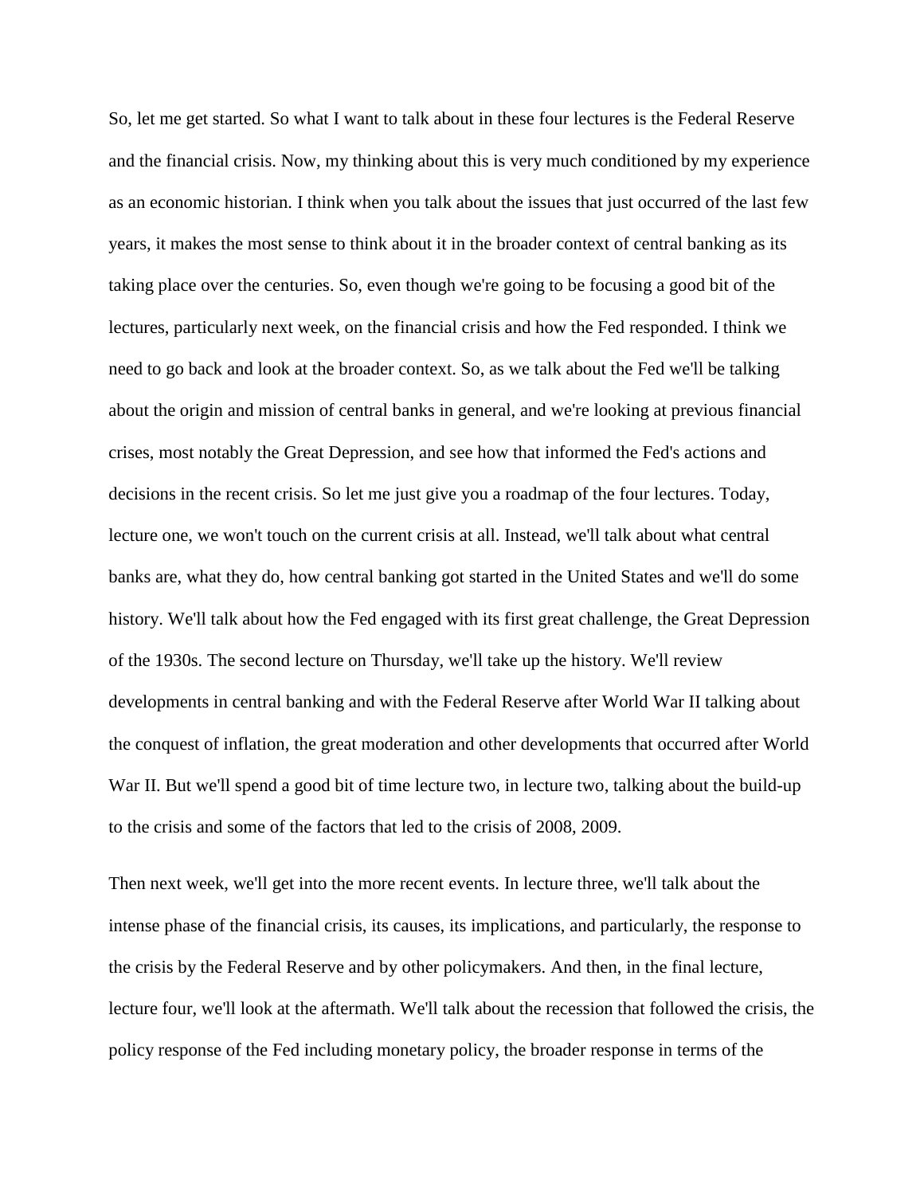So, let me get started. So what I want to talk about in these four lectures is the Federal Reserve and the financial crisis. Now, my thinking about this is very much conditioned by my experience as an economic historian. I think when you talk about the issues that just occurred of the last few years, it makes the most sense to think about it in the broader context of central banking as its taking place over the centuries. So, even though we're going to be focusing a good bit of the lectures, particularly next week, on the financial crisis and how the Fed responded. I think we need to go back and look at the broader context. So, as we talk about the Fed we'll be talking about the origin and mission of central banks in general, and we're looking at previous financial crises, most notably the Great Depression, and see how that informed the Fed's actions and decisions in the recent crisis. So let me just give you a roadmap of the four lectures. Today, lecture one, we won't touch on the current crisis at all. Instead, we'll talk about what central banks are, what they do, how central banking got started in the United States and we'll do some history. We'll talk about how the Fed engaged with its first great challenge, the Great Depression of the 1930s. The second lecture on Thursday, we'll take up the history. We'll review developments in central banking and with the Federal Reserve after World War II talking about the conquest of inflation, the great moderation and other developments that occurred after World War II. But we'll spend a good bit of time lecture two, in lecture two, talking about the build-up to the crisis and some of the factors that led to the crisis of 2008, 2009.

Then next week, we'll get into the more recent events. In lecture three, we'll talk about the intense phase of the financial crisis, its causes, its implications, and particularly, the response to the crisis by the Federal Reserve and by other policymakers. And then, in the final lecture, lecture four, we'll look at the aftermath. We'll talk about the recession that followed the crisis, the policy response of the Fed including monetary policy, the broader response in terms of the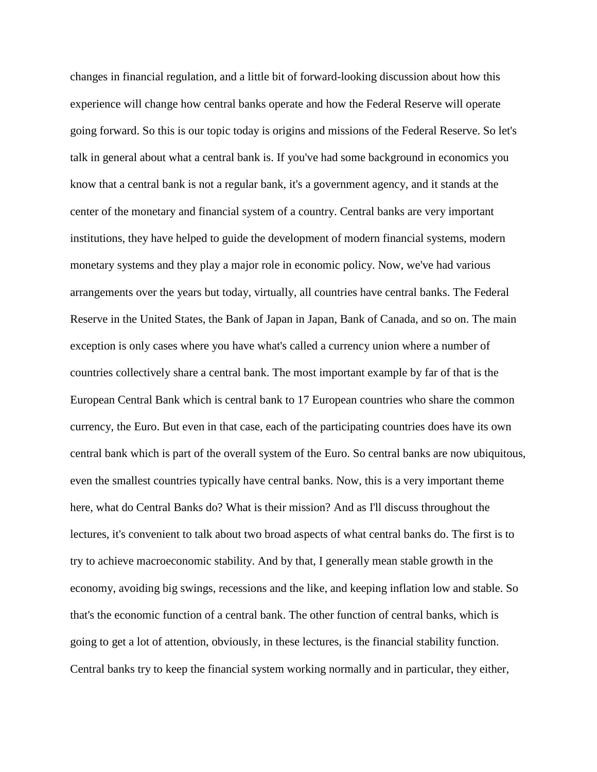changes in financial regulation, and a little bit of forward-looking discussion about how this experience will change how central banks operate and how the Federal Reserve will operate going forward. So this is our topic today is origins and missions of the Federal Reserve. So let's talk in general about what a central bank is. If you've had some background in economics you know that a central bank is not a regular bank, it's a government agency, and it stands at the center of the monetary and financial system of a country. Central banks are very important institutions, they have helped to guide the development of modern financial systems, modern monetary systems and they play a major role in economic policy. Now, we've had various arrangements over the years but today, virtually, all countries have central banks. The Federal Reserve in the United States, the Bank of Japan in Japan, Bank of Canada, and so on. The main exception is only cases where you have what's called a currency union where a number of countries collectively share a central bank. The most important example by far of that is the European Central Bank which is central bank to 17 European countries who share the common currency, the Euro. But even in that case, each of the participating countries does have its own central bank which is part of the overall system of the Euro. So central banks are now ubiquitous, even the smallest countries typically have central banks. Now, this is a very important theme here, what do Central Banks do? What is their mission? And as I'll discuss throughout the lectures, it's convenient to talk about two broad aspects of what central banks do. The first is to try to achieve macroeconomic stability. And by that, I generally mean stable growth in the economy, avoiding big swings, recessions and the like, and keeping inflation low and stable. So that's the economic function of a central bank. The other function of central banks, which is going to get a lot of attention, obviously, in these lectures, is the financial stability function. Central banks try to keep the financial system working normally and in particular, they either,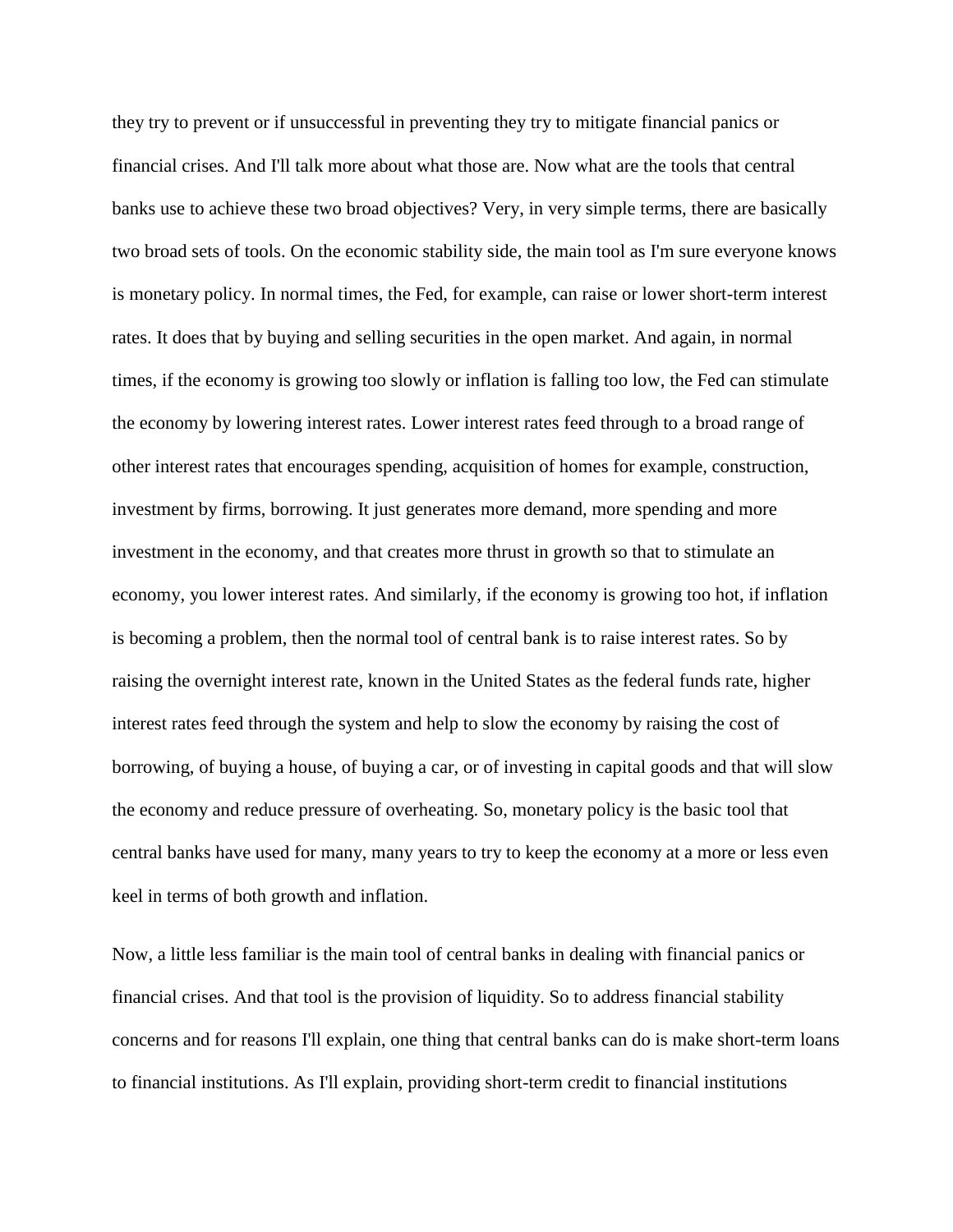they try to prevent or if unsuccessful in preventing they try to mitigate financial panics or financial crises. And I'll talk more about what those are. Now what are the tools that central banks use to achieve these two broad objectives? Very, in very simple terms, there are basically two broad sets of tools. On the economic stability side, the main tool as I'm sure everyone knows is monetary policy. In normal times, the Fed, for example, can raise or lower short-term interest rates. It does that by buying and selling securities in the open market. And again, in normal times, if the economy is growing too slowly or inflation is falling too low, the Fed can stimulate the economy by lowering interest rates. Lower interest rates feed through to a broad range of other interest rates that encourages spending, acquisition of homes for example, construction, investment by firms, borrowing. It just generates more demand, more spending and more investment in the economy, and that creates more thrust in growth so that to stimulate an economy, you lower interest rates. And similarly, if the economy is growing too hot, if inflation is becoming a problem, then the normal tool of central bank is to raise interest rates. So by raising the overnight interest rate, known in the United States as the federal funds rate, higher interest rates feed through the system and help to slow the economy by raising the cost of borrowing, of buying a house, of buying a car, or of investing in capital goods and that will slow the economy and reduce pressure of overheating. So, monetary policy is the basic tool that central banks have used for many, many years to try to keep the economy at a more or less even keel in terms of both growth and inflation.

Now, a little less familiar is the main tool of central banks in dealing with financial panics or financial crises. And that tool is the provision of liquidity. So to address financial stability concerns and for reasons I'll explain, one thing that central banks can do is make short-term loans to financial institutions. As I'll explain, providing short-term credit to financial institutions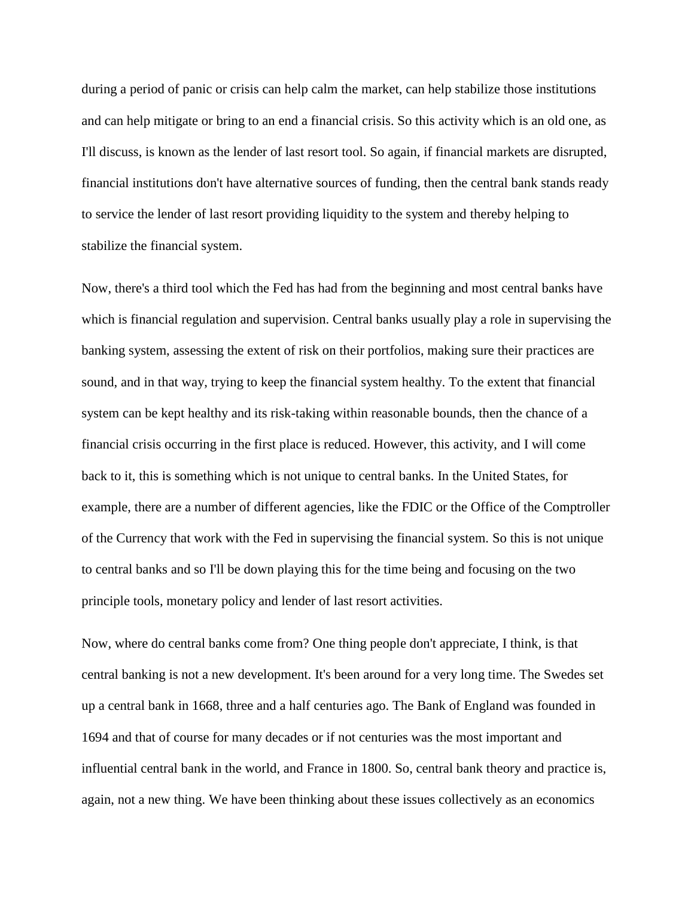during a period of panic or crisis can help calm the market, can help stabilize those institutions and can help mitigate or bring to an end a financial crisis. So this activity which is an old one, as I'll discuss, is known as the lender of last resort tool. So again, if financial markets are disrupted, financial institutions don't have alternative sources of funding, then the central bank stands ready to service the lender of last resort providing liquidity to the system and thereby helping to stabilize the financial system.

Now, there's a third tool which the Fed has had from the beginning and most central banks have which is financial regulation and supervision. Central banks usually play a role in supervising the banking system, assessing the extent of risk on their portfolios, making sure their practices are sound, and in that way, trying to keep the financial system healthy. To the extent that financial system can be kept healthy and its risk-taking within reasonable bounds, then the chance of a financial crisis occurring in the first place is reduced. However, this activity, and I will come back to it, this is something which is not unique to central banks. In the United States, for example, there are a number of different agencies, like the FDIC or the Office of the Comptroller of the Currency that work with the Fed in supervising the financial system. So this is not unique to central banks and so I'll be down playing this for the time being and focusing on the two principle tools, monetary policy and lender of last resort activities.

Now, where do central banks come from? One thing people don't appreciate, I think, is that central banking is not a new development. It's been around for a very long time. The Swedes set up a central bank in 1668, three and a half centuries ago. The Bank of England was founded in 1694 and that of course for many decades or if not centuries was the most important and influential central bank in the world, and France in 1800. So, central bank theory and practice is, again, not a new thing. We have been thinking about these issues collectively as an economics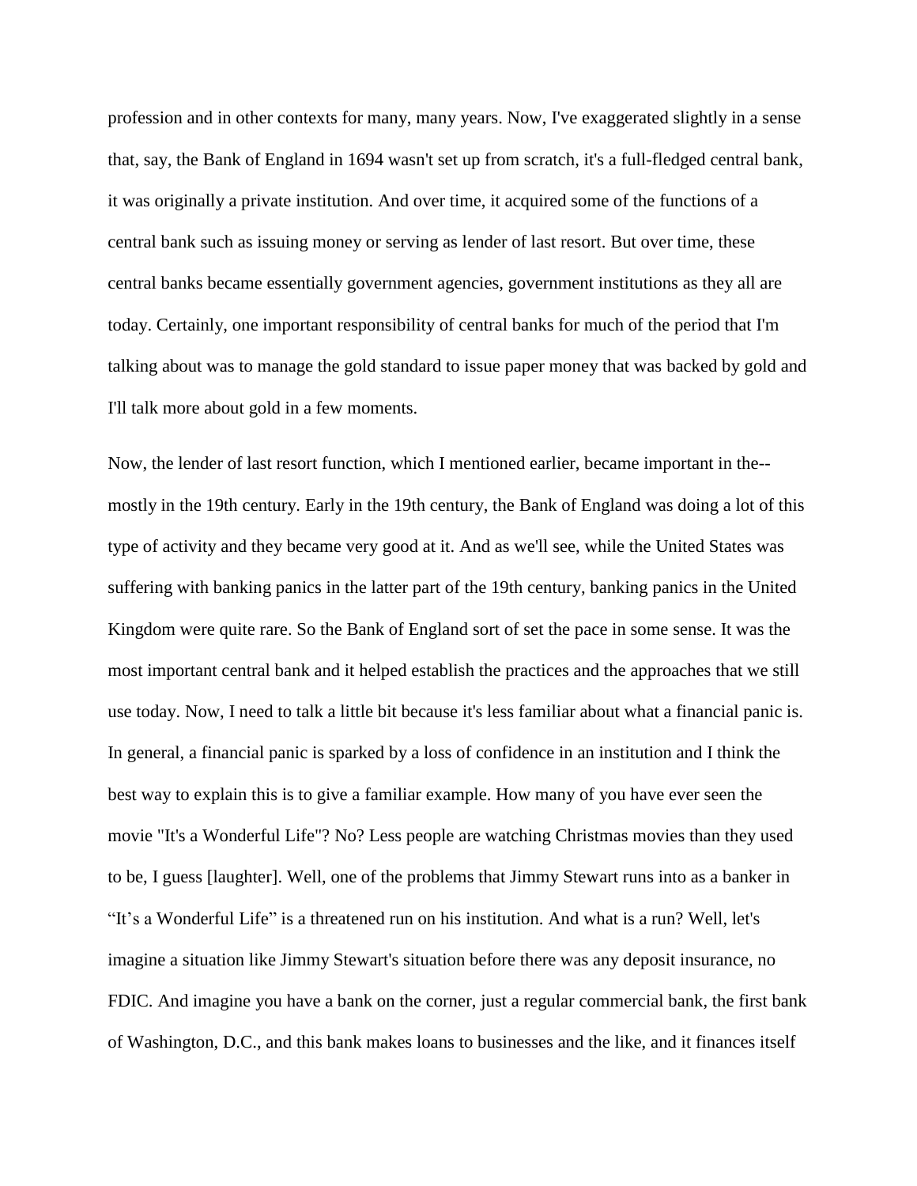profession and in other contexts for many, many years. Now, I've exaggerated slightly in a sense that, say, the Bank of England in 1694 wasn't set up from scratch, it's a full-fledged central bank, it was originally a private institution. And over time, it acquired some of the functions of a central bank such as issuing money or serving as lender of last resort. But over time, these central banks became essentially government agencies, government institutions as they all are today. Certainly, one important responsibility of central banks for much of the period that I'm talking about was to manage the gold standard to issue paper money that was backed by gold and I'll talk more about gold in a few moments.

Now, the lender of last resort function, which I mentioned earlier, became important in the--mostly in the 19th century. Early in the 19th century, the Bank of England was doing a lot of this type of activity and they became very good at it. And as we'll see, while the United States was suffering with banking panics in the latter part of the 19th century, banking panics in the United Kingdom were quite rare. So the Bank of England sort of set the pace in some sense. It was the most important central bank and it helped establish the practices and the approaches that we still use today. Now, I need to talk a little bit because it's less familiar about what a financial panic is. In general, a financial panic is sparked by a loss of confidence in an institution and I think the best way to explain this is to give a familiar example. How many of you have ever seen the movie "It's a Wonderful Life"? No? Less people are watching Christmas movies than they used to be, I guess [laughter]. Well, one of the problems that Jimmy Stewart runs into as a banker in "It's a Wonderful Life" is a threatened run on his institution. And what is a run? Well, let's imagine a situation like Jimmy Stewart's situation before there was any deposit insurance, no FDIC. And imagine you have a bank on the corner, just a regular commercial bank, the first bank of Washington, D.C., and this bank makes loans to businesses and the like, and it finances itself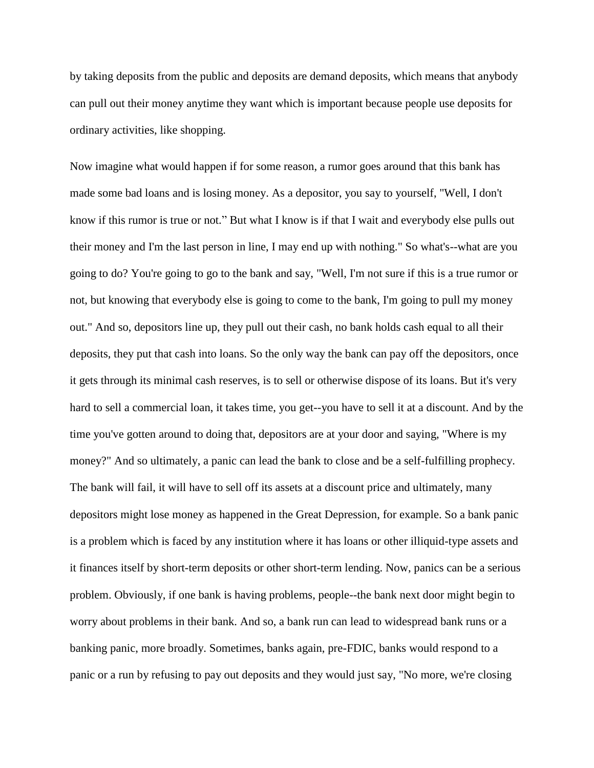by taking deposits from the public and deposits are demand deposits, which means that anybody can pull out their money anytime they want which is important because people use deposits for ordinary activities, like shopping.

Now imagine what would happen if for some reason, a rumor goes around that this bank has made some bad loans and is losing money. As a depositor, you say to yourself, "Well, I don't know if this rumor is true or not." But what I know is if that I wait and everybody else pulls out their money and I'm the last person in line, I may end up with nothing." So what's--what are you going to do? You're going to go to the bank and say, "Well, I'm not sure if this is a true rumor or not, but knowing that everybody else is going to come to the bank, I'm going to pull my money out." And so, depositors line up, they pull out their cash, no bank holds cash equal to all their deposits, they put that cash into loans. So the only way the bank can pay off the depositors, once it gets through its minimal cash reserves, is to sell or otherwise dispose of its loans. But it's very hard to sell a commercial loan, it takes time, you get--you have to sell it at a discount. And by the time you've gotten around to doing that, depositors are at your door and saying, "Where is my money?" And so ultimately, a panic can lead the bank to close and be a self-fulfilling prophecy. The bank will fail, it will have to sell off its assets at a discount price and ultimately, many depositors might lose money as happened in the Great Depression, for example. So a bank panic is a problem which is faced by any institution where it has loans or other illiquid-type assets and it finances itself by short-term deposits or other short-term lending. Now, panics can be a serious problem. Obviously, if one bank is having problems, people--the bank next door might begin to worry about problems in their bank. And so, a bank run can lead to widespread bank runs or a banking panic, more broadly. Sometimes, banks again, pre-FDIC, banks would respond to a panic or a run by refusing to pay out deposits and they would just say, "No more, we're closing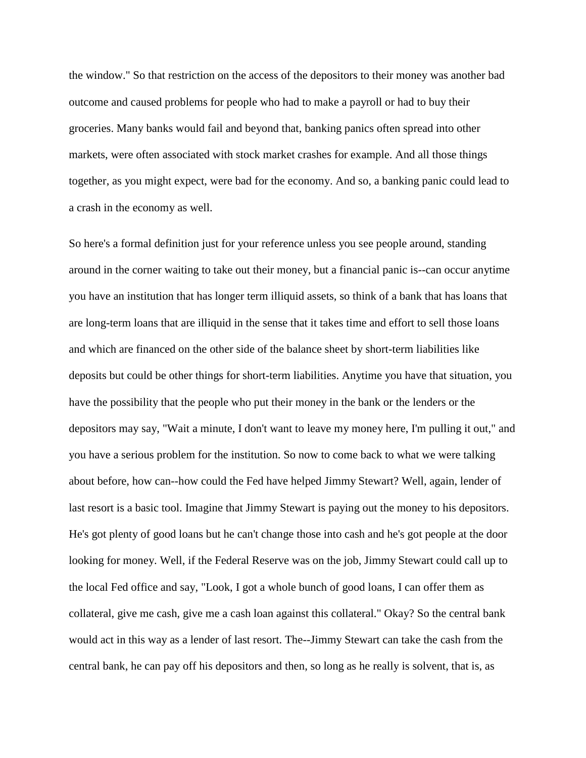the window." So that restriction on the access of the depositors to their money was another bad outcome and caused problems for people who had to make a payroll or had to buy their groceries. Many banks would fail and beyond that, banking panics often spread into other markets, were often associated with stock market crashes for example. And all those things together, as you might expect, were bad for the economy. And so, a banking panic could lead to a crash in the economy as well.

So here's a formal definition just for your reference unless you see people around, standing around in the corner waiting to take out their money, but a financial panic is--can occur anytime you have an institution that has longer term illiquid assets, so think of a bank that has loans that are long-term loans that are illiquid in the sense that it takes time and effort to sell those loans and which are financed on the other side of the balance sheet by short-term liabilities like deposits but could be other things for short-term liabilities. Anytime you have that situation, you have the possibility that the people who put their money in the bank or the lenders or the depositors may say, "Wait a minute, I don't want to leave my money here, I'm pulling it out," and you have a serious problem for the institution. So now to come back to what we were talking about before, how can--how could the Fed have helped Jimmy Stewart? Well, again, lender of last resort is a basic tool. Imagine that Jimmy Stewart is paying out the money to his depositors. He's got plenty of good loans but he can't change those into cash and he's got people at the door looking for money. Well, if the Federal Reserve was on the job, Jimmy Stewart could call up to the local Fed office and say, "Look, I got a whole bunch of good loans, I can offer them as collateral, give me cash, give me a cash loan against this collateral." Okay? So the central bank would act in this way as a lender of last resort. The--Jimmy Stewart can take the cash from the central bank, he can pay off his depositors and then, so long as he really is solvent, that is, as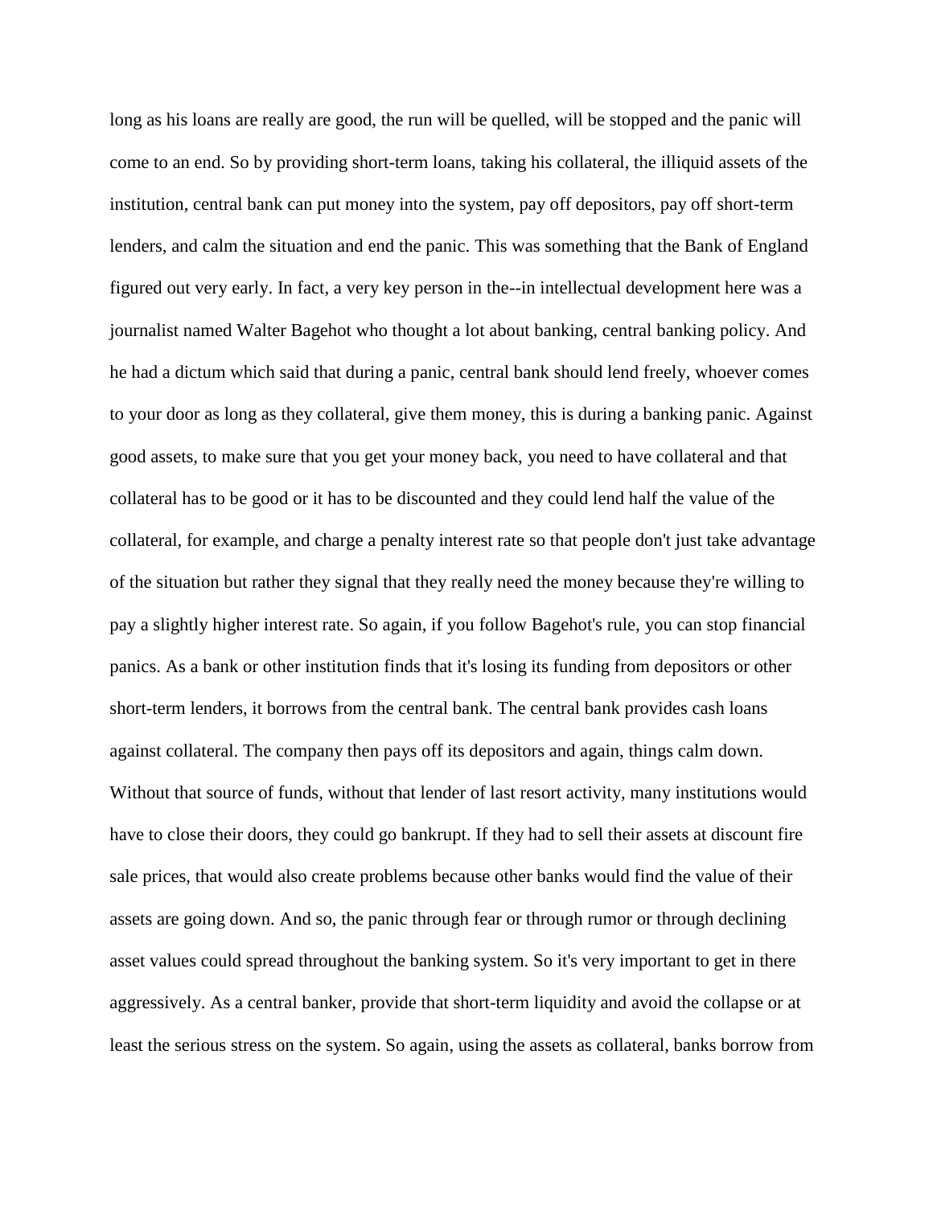long as his loans are really are good, the run will be quelled, will be stopped and the panic will come to an end. So by providing short-term loans, taking his collateral, the illiquid assets of the institution, central bank can put money into the system, pay off depositors, pay off short-term lenders, and calm the situation and end the panic. This was something that the Bank of England figured out very early. In fact, a very key person in the--in intellectual development here was a journalist named Walter Bagehot who thought a lot about banking, central banking policy. And he had a dictum which said that during a panic, central bank should lend freely, whoever comes to your door as long as they collateral, give them money, this is during a banking panic. Against good assets, to make sure that you get your money back, you need to have collateral and that collateral has to be good or it has to be discounted and they could lend half the value of the collateral, for example, and charge a penalty interest rate so that people don't just take advantage of the situation but rather they signal that they really need the money because they're willing to pay a slightly higher interest rate. So again, if you follow Bagehot's rule, you can stop financial panics. As a bank or other institution finds that it's losing its funding from depositors or other short-term lenders, it borrows from the central bank. The central bank provides cash loans against collateral. The company then pays off its depositors and again, things calm down. Without that source of funds, without that lender of last resort activity, many institutions would have to close their doors, they could go bankrupt. If they had to sell their assets at discount fire sale prices, that would also create problems because other banks would find the value of their assets are going down. And so, the panic through fear or through rumor or through declining asset values could spread throughout the banking system. So it's very important to get in there aggressively. As a central banker, provide that short-term liquidity and avoid the collapse or at least the serious stress on the system. So again, using the assets as collateral, banks borrow from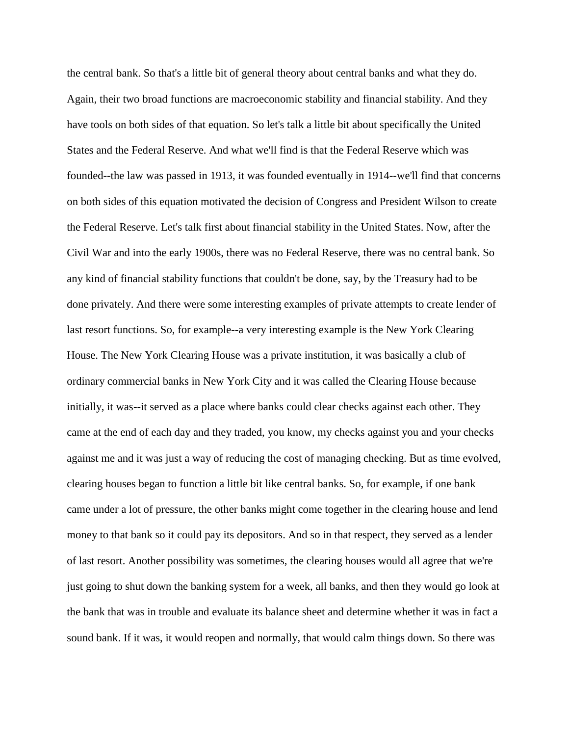the central bank. So that's a little bit of general theory about central banks and what they do. Again, their two broad functions are macroeconomic stability and financial stability. And they have tools on both sides of that equation. So let's talk a little bit about specifically the United States and the Federal Reserve. And what we'll find is that the Federal Reserve which was founded--the law was passed in 1913, it was founded eventually in 1914--we'll find that concerns on both sides of this equation motivated the decision of Congress and President Wilson to create the Federal Reserve. Let's talk first about financial stability in the United States. Now, after the Civil War and into the early 1900s, there was no Federal Reserve, there was no central bank. So any kind of financial stability functions that couldn't be done, say, by the Treasury had to be done privately. And there were some interesting examples of private attempts to create lender of last resort functions. So, for example--a very interesting example is the New York Clearing House. The New York Clearing House was a private institution, it was basically a club of ordinary commercial banks in New York City and it was called the Clearing House because initially, it was--it served as a place where banks could clear checks against each other. They came at the end of each day and they traded, you know, my checks against you and your checks against me and it was just a way of reducing the cost of managing checking. But as time evolved, clearing houses began to function a little bit like central banks. So, for example, if one bank came under a lot of pressure, the other banks might come together in the clearing house and lend money to that bank so it could pay its depositors. And so in that respect, they served as a lender of last resort. Another possibility was sometimes, the clearing houses would all agree that we're just going to shut down the banking system for a week, all banks, and then they would go look at the bank that was in trouble and evaluate its balance sheet and determine whether it was in fact a sound bank. If it was, it would reopen and normally, that would calm things down. So there was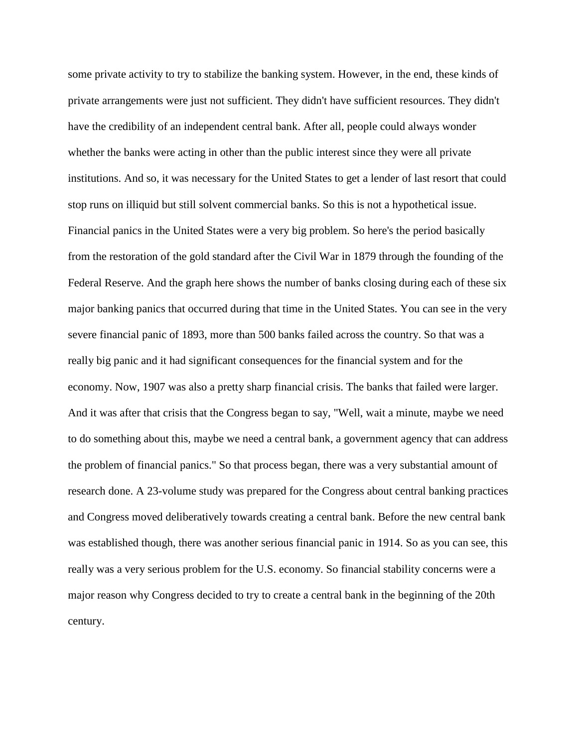some private activity to try to stabilize the banking system. However, in the end, these kinds of private arrangements were just not sufficient. They didn't have sufficient resources. They didn't have the credibility of an independent central bank. After all, people could always wonder whether the banks were acting in other than the public interest since they were all private institutions. And so, it was necessary for the United States to get a lender of last resort that could stop runs on illiquid but still solvent commercial banks. So this is not a hypothetical issue. Financial panics in the United States were a very big problem. So here's the period basically from the restoration of the gold standard after the Civil War in 1879 through the founding of the Federal Reserve. And the graph here shows the number of banks closing during each of these six major banking panics that occurred during that time in the United States. You can see in the very severe financial panic of 1893, more than 500 banks failed across the country. So that was a really big panic and it had significant consequences for the financial system and for the economy. Now, 1907 was also a pretty sharp financial crisis. The banks that failed were larger. And it was after that crisis that the Congress began to say, "Well, wait a minute, maybe we need to do something about this, maybe we need a central bank, a government agency that can address the problem of financial panics." So that process began, there was a very substantial amount of research done. A 23-volume study was prepared for the Congress about central banking practices and Congress moved deliberatively towards creating a central bank. Before the new central bank was established though, there was another serious financial panic in 1914. So as you can see, this really was a very serious problem for the U.S. economy. So financial stability concerns were a major reason why Congress decided to try to create a central bank in the beginning of the 20th century.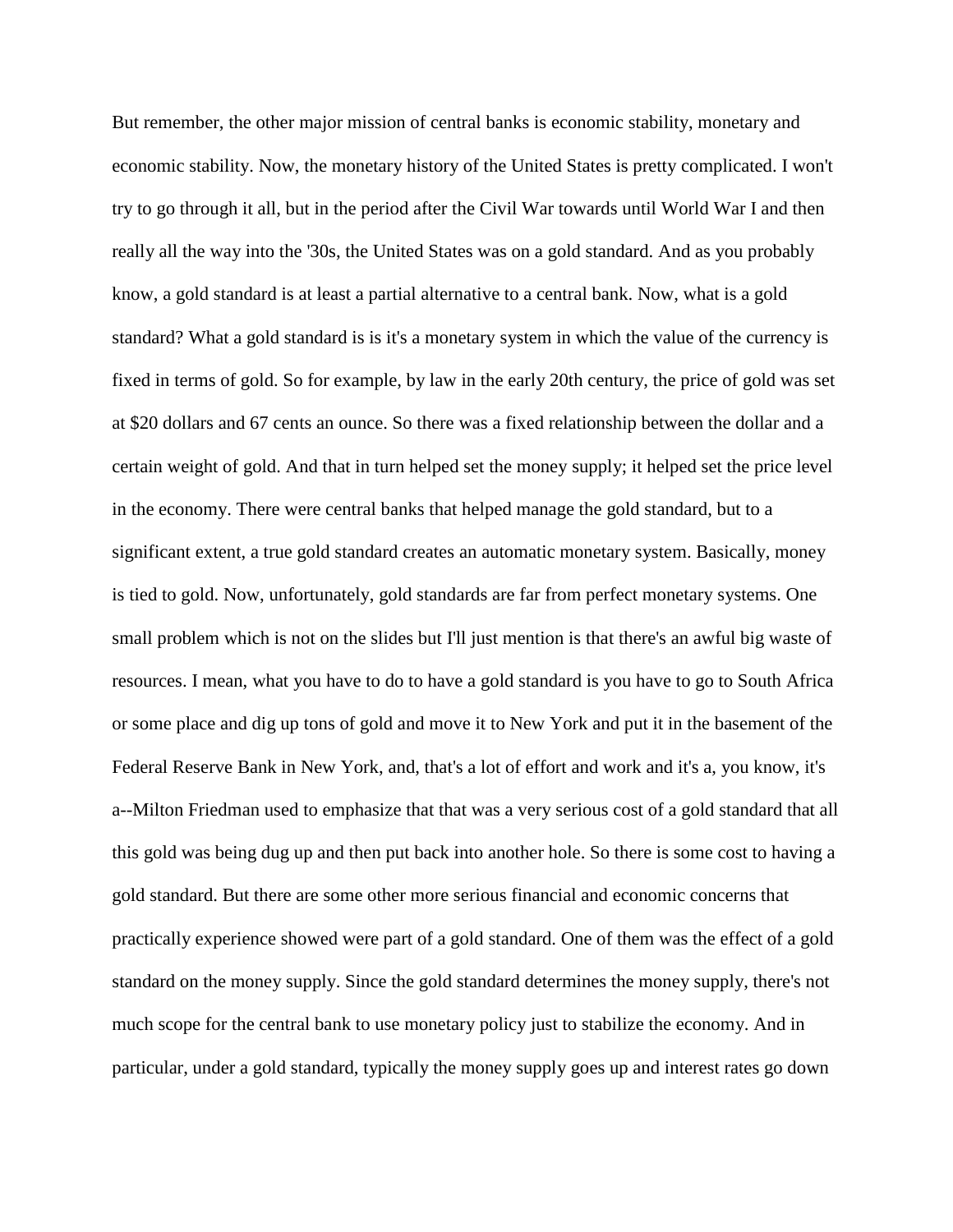But remember, the other major mission of central banks is economic stability, monetary and economic stability. Now, the monetary history of the United States is pretty complicated. I won't try to go through it all, but in the period after the Civil War towards until World War I and then really all the way into the '30s, the United States was on a gold standard. And as you probably know, a gold standard is at least a partial alternative to a central bank. Now, what is a gold standard? What a gold standard is is it's a monetary system in which the value of the currency is fixed in terms of gold. So for example, by law in the early 20th century, the price of gold was set at $20 dollars and 67 cents an ounce. So there was a fixed relationship between the dollar and a certain weight of gold. And that in turn helped set the money supply; it helped set the price level in the economy. There were central banks that helped manage the gold standard, but to a significant extent, a true gold standard creates an automatic monetary system. Basically, money is tied to gold. Now, unfortunately, gold standards are far from perfect monetary systems. One small problem which is not on the slides but I'll just mention is that there's an awful big waste of resources. I mean, what you have to do to have a gold standard is you have to go to South Africa or some place and dig up tons of gold and move it to New York and put it in the basement of the Federal Reserve Bank in New York, and, that's a lot of effort and work and it's a, you know, it's a--Milton Friedman used to emphasize that that was a very serious cost of a gold standard that all this gold was being dug up and then put back into another hole. So there is some cost to having a gold standard. But there are some other more serious financial and economic concerns that practically experience showed were part of a gold standard. One of them was the effect of a gold standard on the money supply. Since the gold standard determines the money supply, there's not much scope for the central bank to use monetary policy just to stabilize the economy. And in particular, under a gold standard, typically the money supply goes up and interest rates go down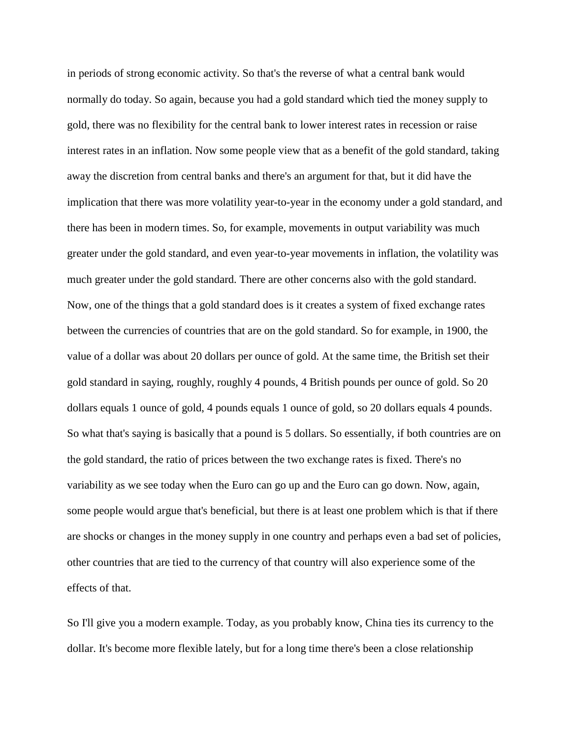in periods of strong economic activity. So that's the reverse of what a central bank would normally do today. So again, because you had a gold standard which tied the money supply to gold, there was no flexibility for the central bank to lower interest rates in recession or raise interest rates in an inflation. Now some people view that as a benefit of the gold standard, taking away the discretion from central banks and there's an argument for that, but it did have the implication that there was more volatility year-to-year in the economy under a gold standard, and there has been in modern times. So, for example, movements in output variability was much greater under the gold standard, and even year-to-year movements in inflation, the volatility was much greater under the gold standard. There are other concerns also with the gold standard. Now, one of the things that a gold standard does is it creates a system of fixed exchange rates between the currencies of countries that are on the gold standard. So for example, in 1900, the value of a dollar was about 20 dollars per ounce of gold. At the same time, the British set their gold standard in saying, roughly, roughly 4 pounds, 4 British pounds per ounce of gold. So 20 dollars equals 1 ounce of gold, 4 pounds equals 1 ounce of gold, so 20 dollars equals 4 pounds. So what that's saying is basically that a pound is 5 dollars. So essentially, if both countries are on the gold standard, the ratio of prices between the two exchange rates is fixed. There's no variability as we see today when the Euro can go up and the Euro can go down. Now, again, some people would argue that's beneficial, but there is at least one problem which is that if there are shocks or changes in the money supply in one country and perhaps even a bad set of policies, other countries that are tied to the currency of that country will also experience some of the effects of that.

So I'll give you a modern example. Today, as you probably know, China ties its currency to the dollar. It's become more flexible lately, but for a long time there's been a close relationship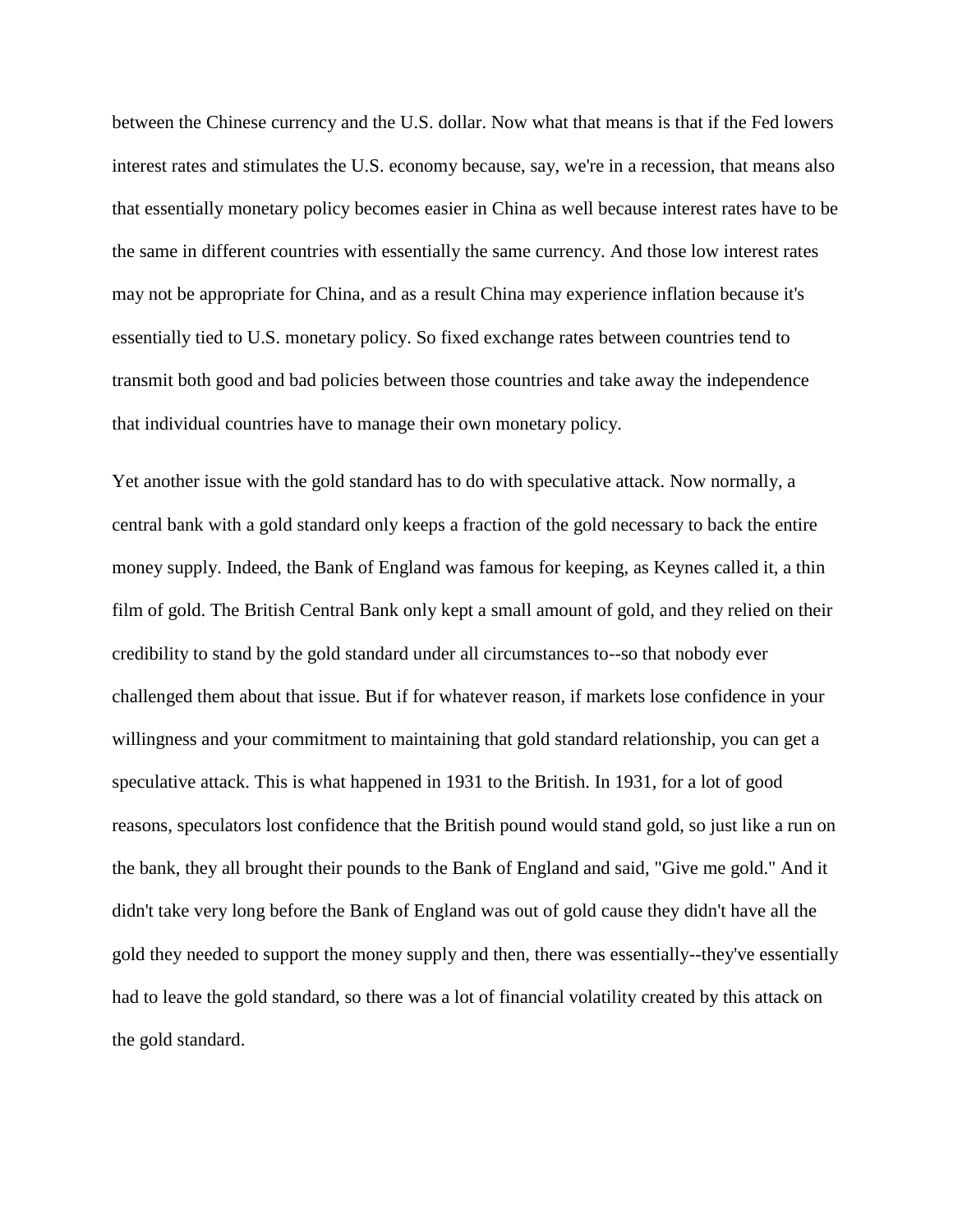between the Chinese currency and the U.S. dollar. Now what that means is that if the Fed lowers interest rates and stimulates the U.S. economy because, say, we're in a recession, that means also that essentially monetary policy becomes easier in China as well because interest rates have to be the same in different countries with essentially the same currency. And those low interest rates may not be appropriate for China, and as a result China may experience inflation because it's essentially tied to U.S. monetary policy. So fixed exchange rates between countries tend to transmit both good and bad policies between those countries and take away the independence that individual countries have to manage their own monetary policy.

Yet another issue with the gold standard has to do with speculative attack. Now normally, a central bank with a gold standard only keeps a fraction of the gold necessary to back the entire money supply. Indeed, the Bank of England was famous for keeping, as Keynes called it, a thin film of gold. The British Central Bank only kept a small amount of gold, and they relied on their credibility to stand by the gold standard under all circumstances to--so that nobody ever challenged them about that issue. But if for whatever reason, if markets lose confidence in your willingness and your commitment to maintaining that gold standard relationship, you can get a speculative attack. This is what happened in 1931 to the British. In 1931, for a lot of good reasons, speculators lost confidence that the British pound would stand gold, so just like a run on the bank, they all brought their pounds to the Bank of England and said, "Give me gold." And it didn't take very long before the Bank of England was out of gold cause they didn't have all the gold they needed to support the money supply and then, there was essentially--they've essentially had to leave the gold standard, so there was a lot of financial volatility created by this attack on the gold standard.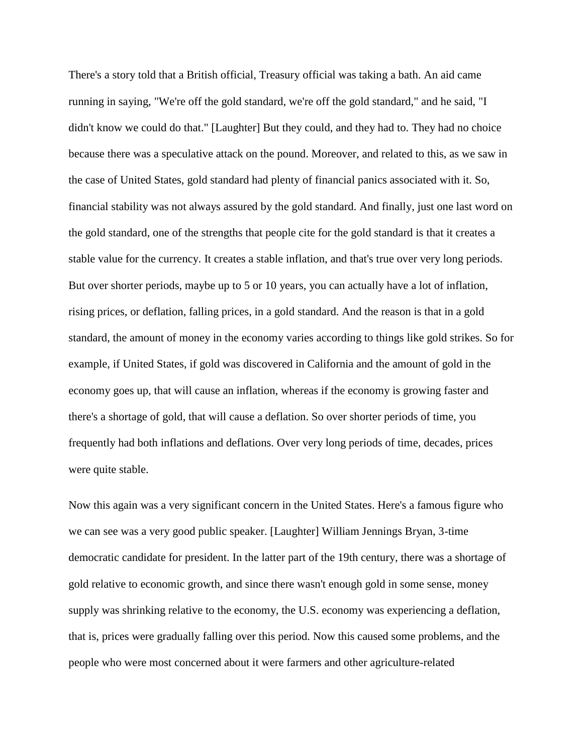There's a story told that a British official, Treasury official was taking a bath. An aid came running in saying, "We're off the gold standard, we're off the gold standard," and he said, "I didn't know we could do that." [Laughter] But they could, and they had to. They had no choice because there was a speculative attack on the pound. Moreover, and related to this, as we saw in the case of United States, gold standard had plenty of financial panics associated with it. So, financial stability was not always assured by the gold standard. And finally, just one last word on the gold standard, one of the strengths that people cite for the gold standard is that it creates a stable value for the currency. It creates a stable inflation, and that's true over very long periods. But over shorter periods, maybe up to 5 or 10 years, you can actually have a lot of inflation, rising prices, or deflation, falling prices, in a gold standard. And the reason is that in a gold standard, the amount of money in the economy varies according to things like gold strikes. So for example, if United States, if gold was discovered in California and the amount of gold in the economy goes up, that will cause an inflation, whereas if the economy is growing faster and there's a shortage of gold, that will cause a deflation. So over shorter periods of time, you frequently had both inflations and deflations. Over very long periods of time, decades, prices were quite stable.

Now this again was a very significant concern in the United States. Here's a famous figure who we can see was a very good public speaker. [Laughter] William Jennings Bryan, 3-time democratic candidate for president. In the latter part of the 19th century, there was a shortage of gold relative to economic growth, and since there wasn't enough gold in some sense, money supply was shrinking relative to the economy, the U.S. economy was experiencing a deflation, that is, prices were gradually falling over this period. Now this caused some problems, and the people who were most concerned about it were farmers and other agriculture-related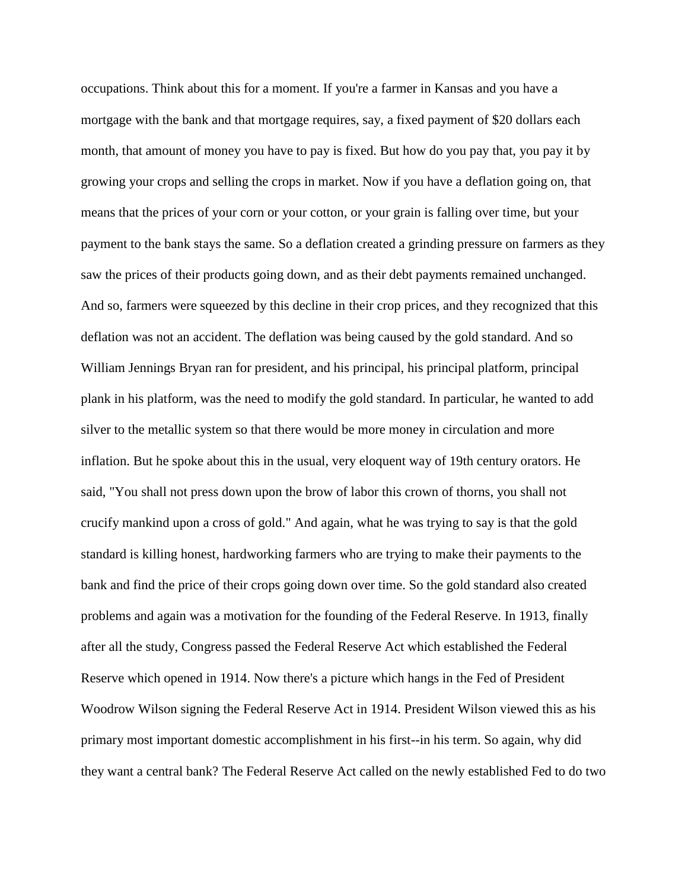occupations. Think about this for a moment. If you're a farmer in Kansas and you have a mortgage with the bank and that mortgage requires, say, a fixed payment of $20 dollars each month, that amount of money you have to pay is fixed. But how do you pay that, you pay it by growing your crops and selling the crops in market. Now if you have a deflation going on, that means that the prices of your corn or your cotton, or your grain is falling over time, but your payment to the bank stays the same. So a deflation created a grinding pressure on farmers as they saw the prices of their products going down, and as their debt payments remained unchanged. And so, farmers were squeezed by this decline in their crop prices, and they recognized that this deflation was not an accident. The deflation was being caused by the gold standard. And so William Jennings Bryan ran for president, and his principal, his principal platform, principal plank in his platform, was the need to modify the gold standard. In particular, he wanted to add silver to the metallic system so that there would be more money in circulation and more inflation. But he spoke about this in the usual, very eloquent way of 19th century orators. He said, "You shall not press down upon the brow of labor this crown of thorns, you shall not crucify mankind upon a cross of gold." And again, what he was trying to say is that the gold standard is killing honest, hardworking farmers who are trying to make their payments to the bank and find the price of their crops going down over time. So the gold standard also created problems and again was a motivation for the founding of the Federal Reserve. In 1913, finally after all the study, Congress passed the Federal Reserve Act which established the Federal Reserve which opened in 1914. Now there's a picture which hangs in the Fed of President Woodrow Wilson signing the Federal Reserve Act in 1914. President Wilson viewed this as his primary most important domestic accomplishment in his first--in his term. So again, why did they want a central bank? The Federal Reserve Act called on the newly established Fed to do two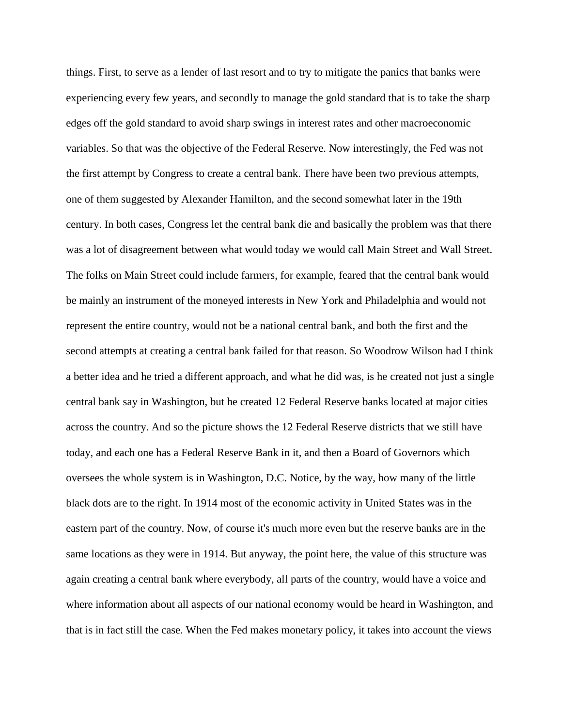things. First, to serve as a lender of last resort and to try to mitigate the panics that banks were experiencing every few years, and secondly to manage the gold standard that is to take the sharp edges off the gold standard to avoid sharp swings in interest rates and other macroeconomic variables. So that was the objective of the Federal Reserve. Now interestingly, the Fed was not the first attempt by Congress to create a central bank. There have been two previous attempts, one of them suggested by Alexander Hamilton, and the second somewhat later in the 19th century. In both cases, Congress let the central bank die and basically the problem was that there was a lot of disagreement between what would today we would call Main Street and Wall Street. The folks on Main Street could include farmers, for example, feared that the central bank would be mainly an instrument of the moneyed interests in New York and Philadelphia and would not represent the entire country, would not be a national central bank, and both the first and the second attempts at creating a central bank failed for that reason. So Woodrow Wilson had I think a better idea and he tried a different approach, and what he did was, is he created not just a single central bank say in Washington, but he created 12 Federal Reserve banks located at major cities across the country. And so the picture shows the 12 Federal Reserve districts that we still have today, and each one has a Federal Reserve Bank in it, and then a Board of Governors which oversees the whole system is in Washington, D.C. Notice, by the way, how many of the little black dots are to the right. In 1914 most of the economic activity in United States was in the eastern part of the country. Now, of course it's much more even but the reserve banks are in the same locations as they were in 1914. But anyway, the point here, the value of this structure was again creating a central bank where everybody, all parts of the country, would have a voice and where information about all aspects of our national economy would be heard in Washington, and that is in fact still the case. When the Fed makes monetary policy, it takes into account the views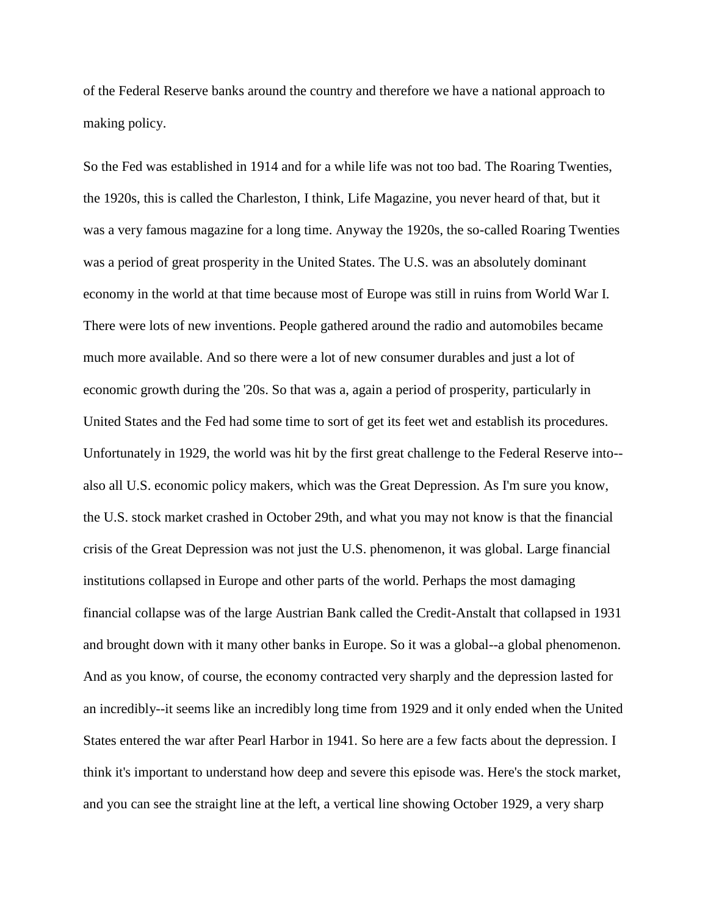of the Federal Reserve banks around the country and therefore we have a national approach to making policy.

So the Fed was established in 1914 and for a while life was not too bad. The Roaring Twenties, the 1920s, this is called the Charleston, I think, Life Magazine, you never heard of that, but it was a very famous magazine for a long time. Anyway the 1920s, the so-called Roaring Twenties was a period of great prosperity in the United States. The U.S. was an absolutely dominant economy in the world at that time because most of Europe was still in ruins from World War I. There were lots of new inventions. People gathered around the radio and automobiles became much more available. And so there were a lot of new consumer durables and just a lot of economic growth during the '20s. So that was a, again a period of prosperity, particularly in United States and the Fed had some time to sort of get its feet wet and establish its procedures. Unfortunately in 1929, the world was hit by the first great challenge to the Federal Reserve into--also all U.S. economic policy makers, which was the Great Depression. As I'm sure you know, the U.S. stock market crashed in October 29th, and what you may not know is that the financial crisis of the Great Depression was not just the U.S. phenomenon, it was global. Large financial institutions collapsed in Europe and other parts of the world. Perhaps the most damaging financial collapse was of the large Austrian Bank called the Credit-Anstalt that collapsed in 1931 and brought down with it many other banks in Europe. So it was a global--a global phenomenon. And as you know, of course, the economy contracted very sharply and the depression lasted for an incredibly--it seems like an incredibly long time from 1929 and it only ended when the United States entered the war after Pearl Harbor in 1941. So here are a few facts about the depression. I think it's important to understand how deep and severe this episode was. Here's the stock market, and you can see the straight line at the left, a vertical line showing October 1929, a very sharp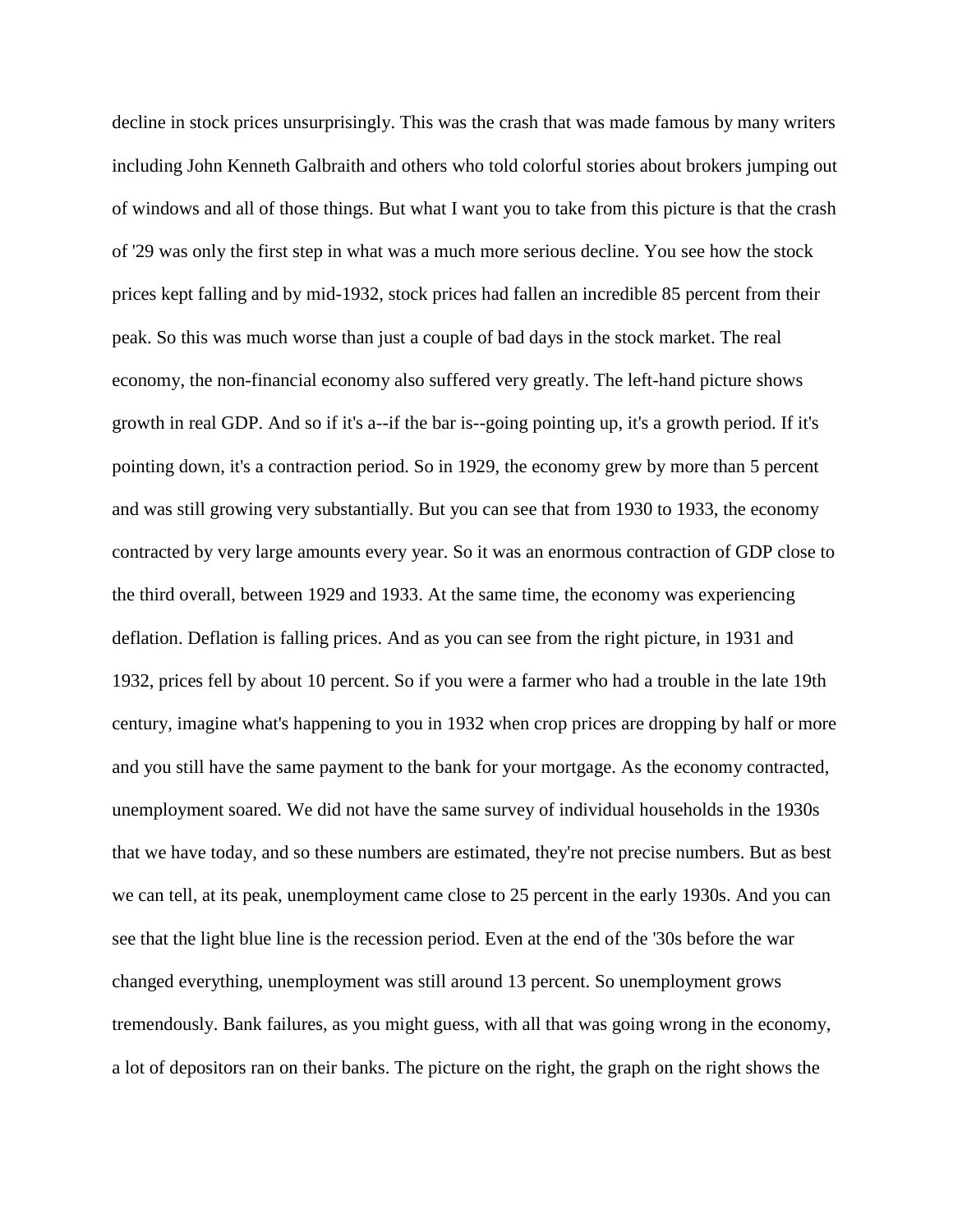decline in stock prices unsurprisingly. This was the crash that was made famous by many writers including John Kenneth Galbraith and others who told colorful stories about brokers jumping out of windows and all of those things. But what I want you to take from this picture is that the crash of '29 was only the first step in what was a much more serious decline. You see how the stock prices kept falling and by mid-1932, stock prices had fallen an incredible 85 percent from their peak. So this was much worse than just a couple of bad days in the stock market. The real economy, the non-financial economy also suffered very greatly. The left-hand picture shows growth in real GDP. And so if it's a--if the bar is--going pointing up, it's a growth period. If it's pointing down, it's a contraction period. So in 1929, the economy grew by more than 5 percent and was still growing very substantially. But you can see that from 1930 to 1933, the economy contracted by very large amounts every year. So it was an enormous contraction of GDP close to the third overall, between 1929 and 1933. At the same time, the economy was experiencing deflation. Deflation is falling prices. And as you can see from the right picture, in 1931 and 1932, prices fell by about 10 percent. So if you were a farmer who had a trouble in the late 19th century, imagine what's happening to you in 1932 when crop prices are dropping by half or more and you still have the same payment to the bank for your mortgage. As the economy contracted, unemployment soared. We did not have the same survey of individual households in the 1930s that we have today, and so these numbers are estimated, they're not precise numbers. But as best we can tell, at its peak, unemployment came close to 25 percent in the early 1930s. And you can see that the light blue line is the recession period. Even at the end of the '30s before the war changed everything, unemployment was still around 13 percent. So unemployment grows tremendously. Bank failures, as you might guess, with all that was going wrong in the economy, a lot of depositors ran on their banks. The picture on the right, the graph on the right shows the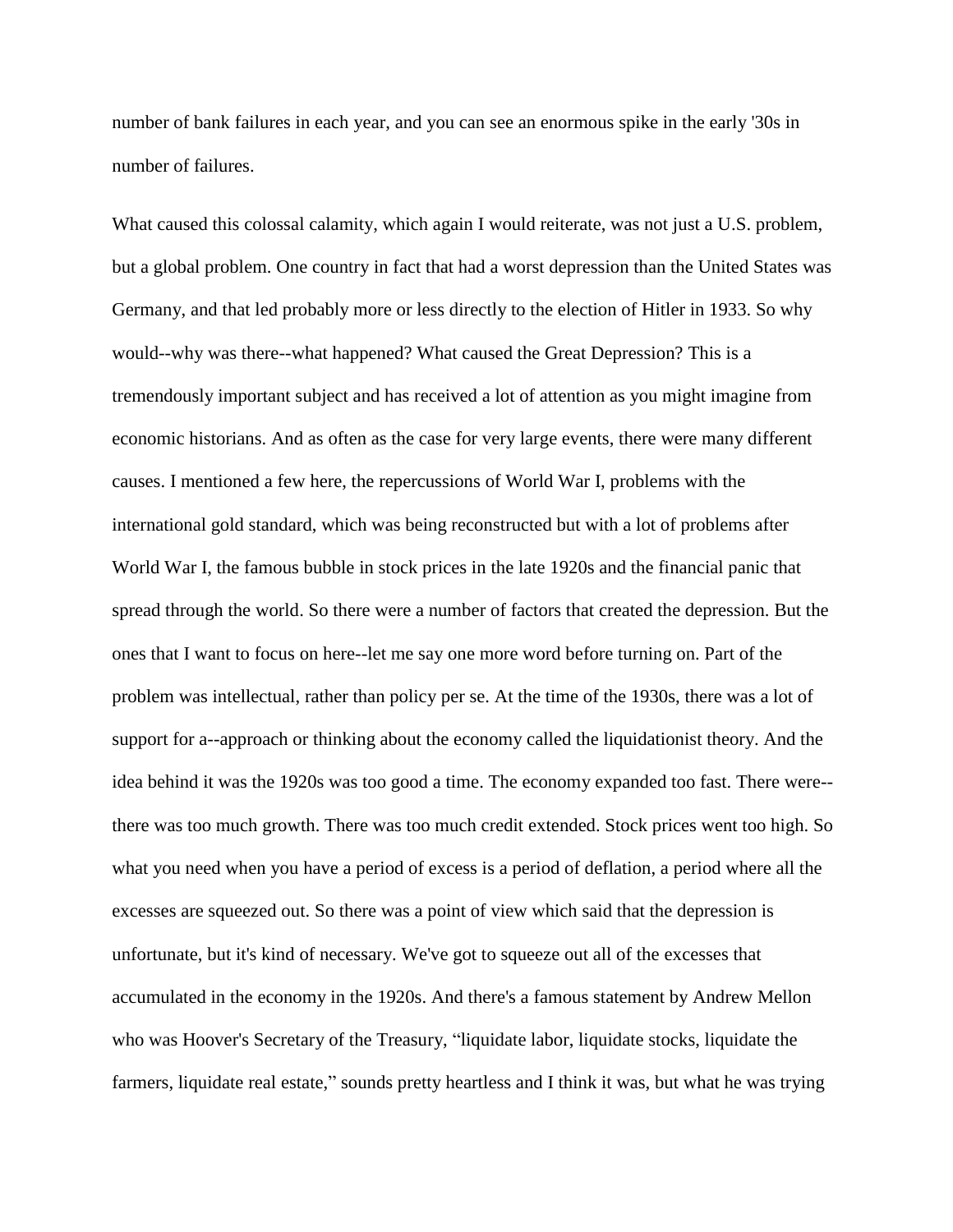number of bank failures in each year, and you can see an enormous spike in the early '30s in number of failures.

What caused this colossal calamity, which again I would reiterate, was not just a U.S. problem, but a global problem. One country in fact that had a worst depression than the United States was Germany, and that led probably more or less directly to the election of Hitler in 1933. So why would--why was there--what happened? What caused the Great Depression? This is a tremendously important subject and has received a lot of attention as you might imagine from economic historians. And as often as the case for very large events, there were many different causes. I mentioned a few here, the repercussions of World War I, problems with the international gold standard, which was being reconstructed but with a lot of problems after World War I, the famous bubble in stock prices in the late 1920s and the financial panic that spread through the world. So there were a number of factors that created the depression. But the ones that I want to focus on here--let me say one more word before turning on. Part of the problem was intellectual, rather than policy per se. At the time of the 1930s, there was a lot of support for a--approach or thinking about the economy called the liquidationist theory. And the idea behind it was the 1920s was too good a time. The economy expanded too fast. There were--there was too much growth. There was too much credit extended. Stock prices went too high. So what you need when you have a period of excess is a period of deflation, a period where all the excesses are squeezed out. So there was a point of view which said that the depression is unfortunate, but it's kind of necessary. We've got to squeeze out all of the excesses that accumulated in the economy in the 1920s. And there's a famous statement by Andrew Mellon who was Hoover's Secretary of the Treasury, "liquidate labor, liquidate stocks, liquidate the farmers, liquidate real estate," sounds pretty heartless and I think it was, but what he was trying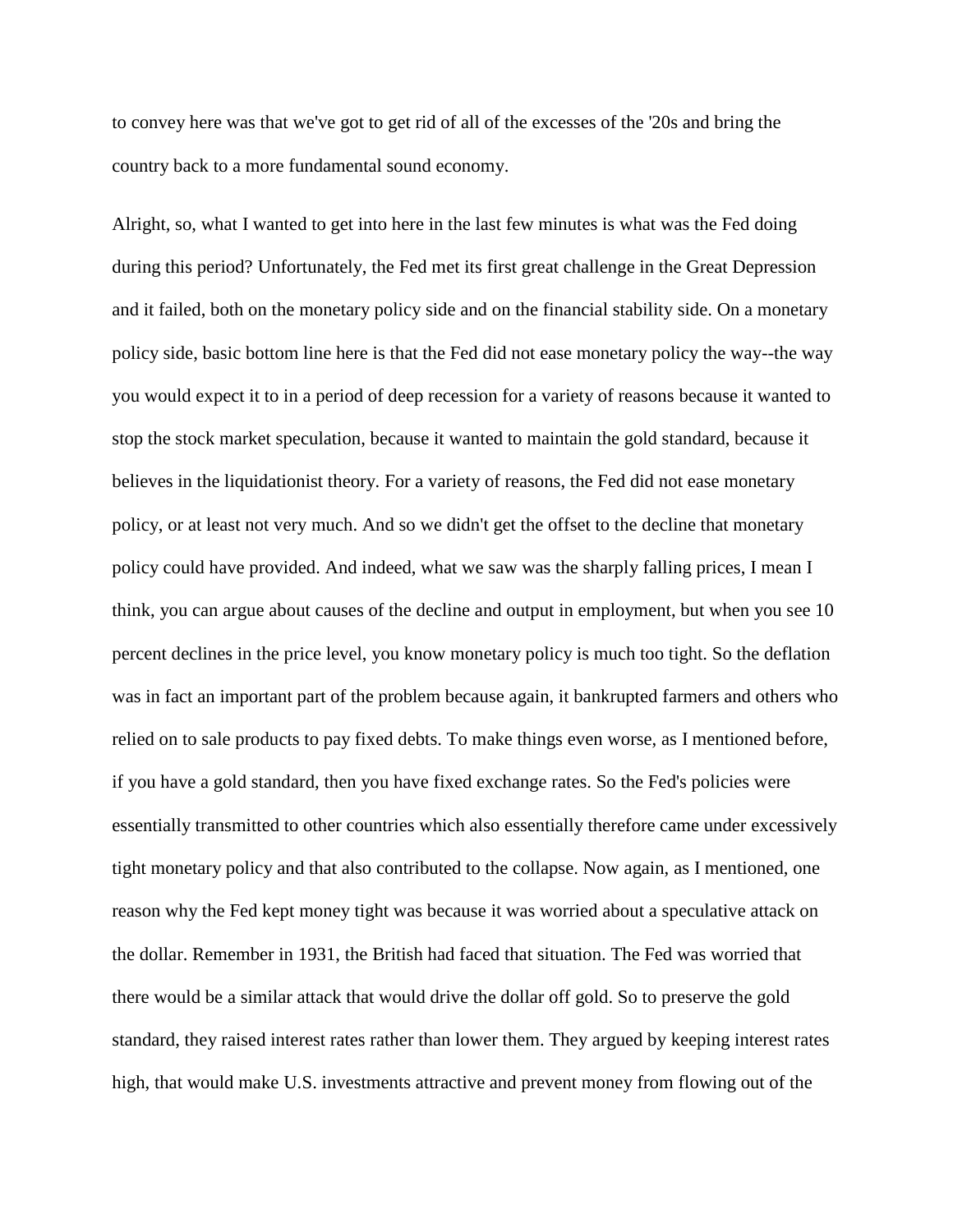to convey here was that we've got to get rid of all of the excesses of the '20s and bring the country back to a more fundamental sound economy.

Alright, so, what I wanted to get into here in the last few minutes is what was the Fed doing during this period? Unfortunately, the Fed met its first great challenge in the Great Depression and it failed, both on the monetary policy side and on the financial stability side. On a monetary policy side, basic bottom line here is that the Fed did not ease monetary policy the way--the way you would expect it to in a period of deep recession for a variety of reasons because it wanted to stop the stock market speculation, because it wanted to maintain the gold standard, because it believes in the liquidationist theory. For a variety of reasons, the Fed did not ease monetary policy, or at least not very much. And so we didn't get the offset to the decline that monetary policy could have provided. And indeed, what we saw was the sharply falling prices, I mean I think, you can argue about causes of the decline and output in employment, but when you see 10 percent declines in the price level, you know monetary policy is much too tight. So the deflation was in fact an important part of the problem because again, it bankrupted farmers and others who relied on to sale products to pay fixed debts. To make things even worse, as I mentioned before, if you have a gold standard, then you have fixed exchange rates. So the Fed's policies were essentially transmitted to other countries which also essentially therefore came under excessively tight monetary policy and that also contributed to the collapse. Now again, as I mentioned, one reason why the Fed kept money tight was because it was worried about a speculative attack on the dollar. Remember in 1931, the British had faced that situation. The Fed was worried that there would be a similar attack that would drive the dollar off gold. So to preserve the gold standard, they raised interest rates rather than lower them. They argued by keeping interest rates high, that would make U.S. investments attractive and prevent money from flowing out of the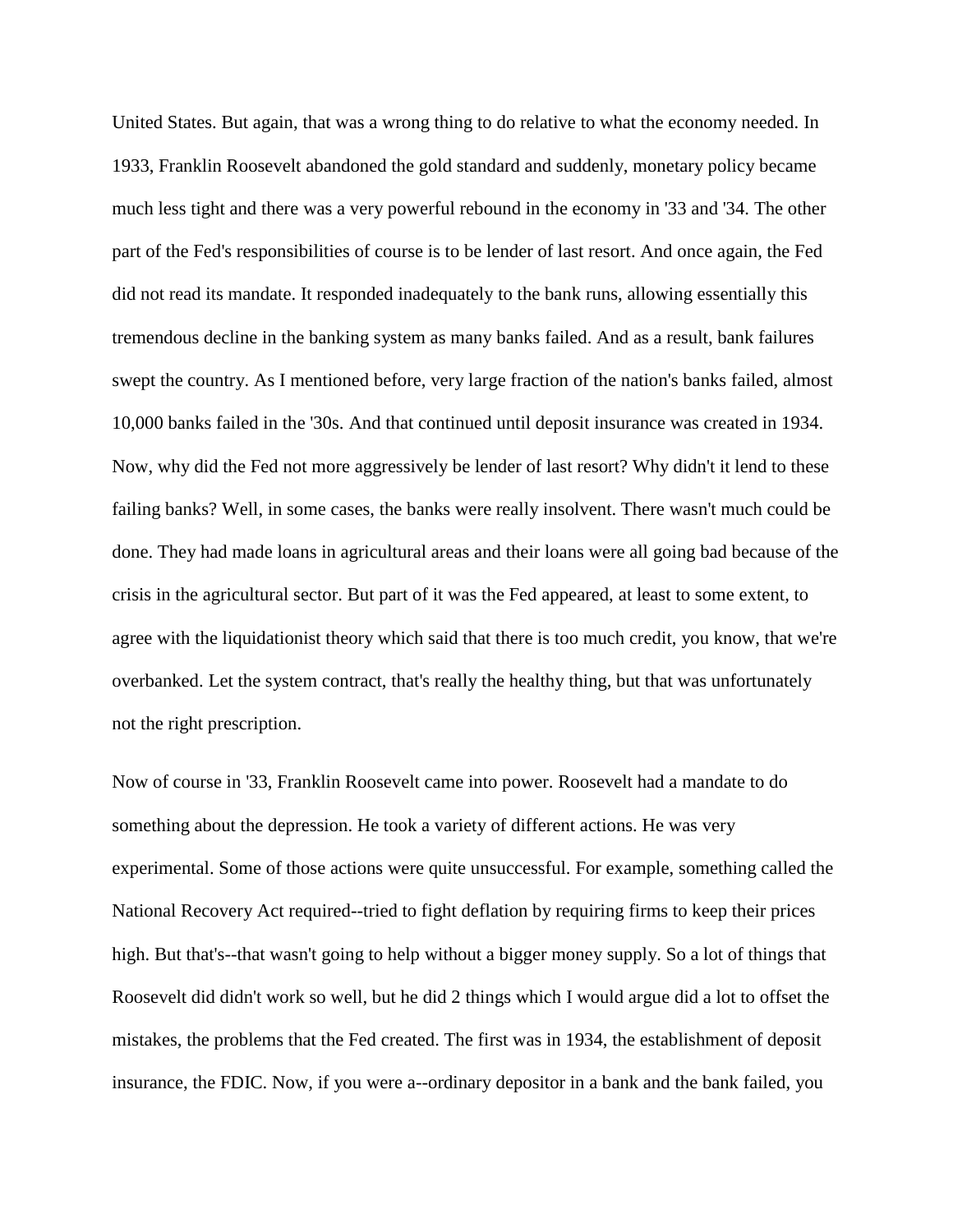United States. But again, that was a wrong thing to do relative to what the economy needed. In 1933, Franklin Roosevelt abandoned the gold standard and suddenly, monetary policy became much less tight and there was a very powerful rebound in the economy in '33 and '34. The other part of the Fed's responsibilities of course is to be lender of last resort. And once again, the Fed did not read its mandate. It responded inadequately to the bank runs, allowing essentially this tremendous decline in the banking system as many banks failed. And as a result, bank failures swept the country. As I mentioned before, very large fraction of the nation's banks failed, almost 10,000 banks failed in the '30s. And that continued until deposit insurance was created in 1934. Now, why did the Fed not more aggressively be lender of last resort? Why didn't it lend to these failing banks? Well, in some cases, the banks were really insolvent. There wasn't much could be done. They had made loans in agricultural areas and their loans were all going bad because of the crisis in the agricultural sector. But part of it was the Fed appeared, at least to some extent, to agree with the liquidationist theory which said that there is too much credit, you know, that we're overbanked. Let the system contract, that's really the healthy thing, but that was unfortunately not the right prescription.

Now of course in '33, Franklin Roosevelt came into power. Roosevelt had a mandate to do something about the depression. He took a variety of different actions. He was very experimental. Some of those actions were quite unsuccessful. For example, something called the National Recovery Act required--tried to fight deflation by requiring firms to keep their prices high. But that's--that wasn't going to help without a bigger money supply. So a lot of things that Roosevelt did didn't work so well, but he did 2 things which I would argue did a lot to offset the mistakes, the problems that the Fed created. The first was in 1934, the establishment of deposit insurance, the FDIC. Now, if you were a--ordinary depositor in a bank and the bank failed, you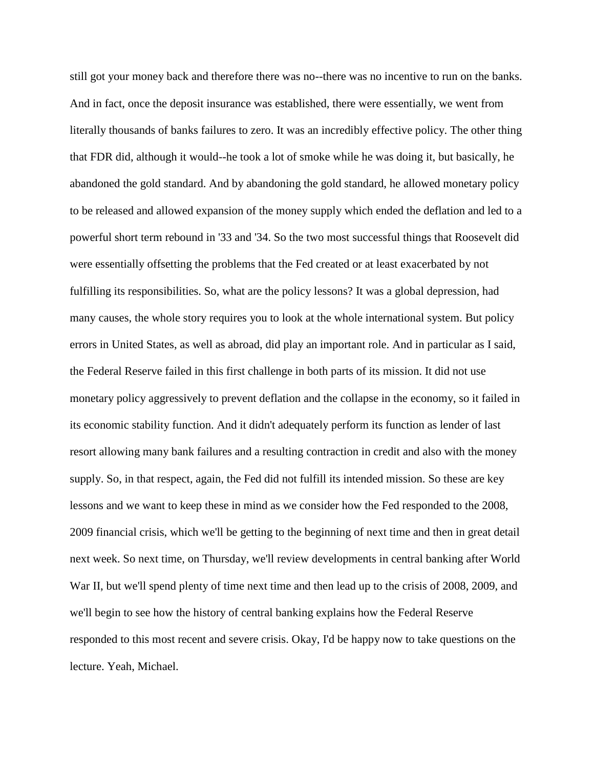still got your money back and therefore there was no--there was no incentive to run on the banks. And in fact, once the deposit insurance was established, there were essentially, we went from literally thousands of banks failures to zero. It was an incredibly effective policy. The other thing that FDR did, although it would--he took a lot of smoke while he was doing it, but basically, he abandoned the gold standard. And by abandoning the gold standard, he allowed monetary policy to be released and allowed expansion of the money supply which ended the deflation and led to a powerful short term rebound in '33 and '34. So the two most successful things that Roosevelt did were essentially offsetting the problems that the Fed created or at least exacerbated by not fulfilling its responsibilities. So, what are the policy lessons? It was a global depression, had many causes, the whole story requires you to look at the whole international system. But policy errors in United States, as well as abroad, did play an important role. And in particular as I said, the Federal Reserve failed in this first challenge in both parts of its mission. It did not use monetary policy aggressively to prevent deflation and the collapse in the economy, so it failed in its economic stability function. And it didn't adequately perform its function as lender of last resort allowing many bank failures and a resulting contraction in credit and also with the money supply. So, in that respect, again, the Fed did not fulfill its intended mission. So these are key lessons and we want to keep these in mind as we consider how the Fed responded to the 2008, 2009 financial crisis, which we'll be getting to the beginning of next time and then in great detail next week. So next time, on Thursday, we'll review developments in central banking after World War II, but we'll spend plenty of time next time and then lead up to the crisis of 2008, 2009, and we'll begin to see how the history of central banking explains how the Federal Reserve responded to this most recent and severe crisis. Okay, I'd be happy now to take questions on the lecture. Yeah, Michael.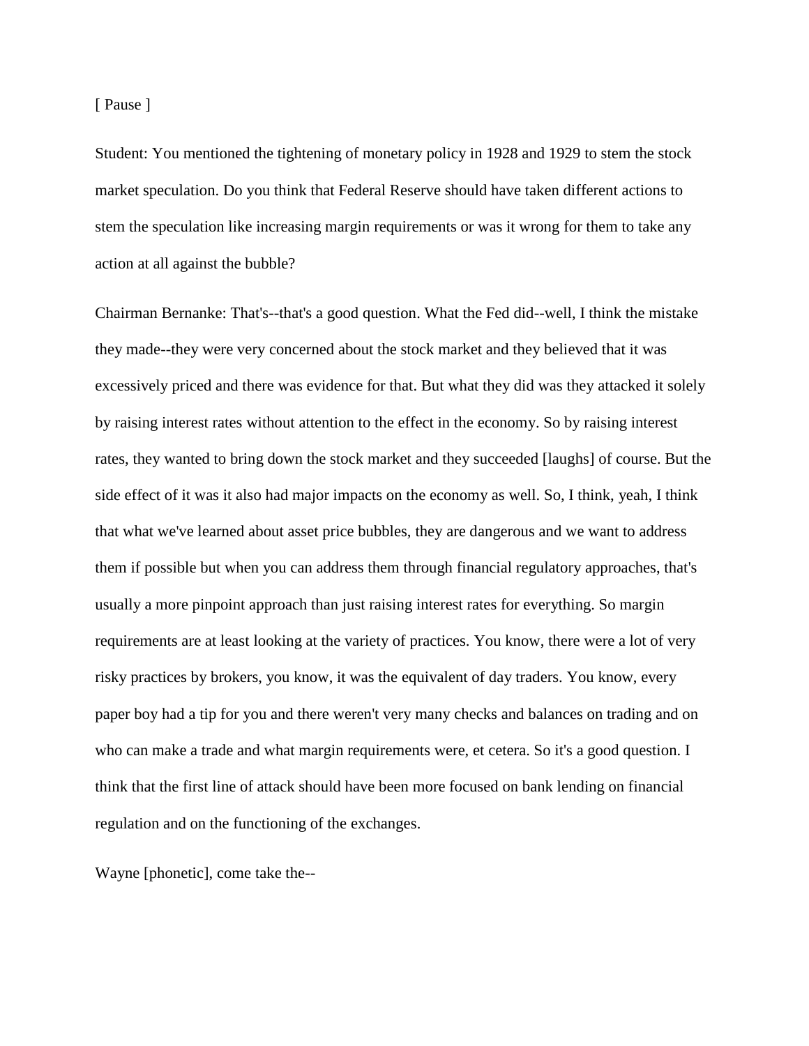[ Pause ]

Student: You mentioned the tightening of monetary policy in 1928 and 1929 to stem the stock market speculation. Do you think that Federal Reserve should have taken different actions to stem the speculation like increasing margin requirements or was it wrong for them to take any action at all against the bubble?

Chairman Bernanke: That's--that's a good question. What the Fed did--well, I think the mistake they made--they were very concerned about the stock market and they believed that it was excessively priced and there was evidence for that. But what they did was they attacked it solely by raising interest rates without attention to the effect in the economy. So by raising interest rates, they wanted to bring down the stock market and they succeeded [laughs] of course. But the side effect of it was it also had major impacts on the economy as well. So, I think, yeah, I think that what we've learned about asset price bubbles, they are dangerous and we want to address them if possible but when you can address them through financial regulatory approaches, that's usually a more pinpoint approach than just raising interest rates for everything. So margin requirements are at least looking at the variety of practices. You know, there were a lot of very risky practices by brokers, you know, it was the equivalent of day traders. You know, every paper boy had a tip for you and there weren't very many checks and balances on trading and on who can make a trade and what margin requirements were, et cetera. So it's a good question. I think that the first line of attack should have been more focused on bank lending on financial regulation and on the functioning of the exchanges.

Wayne [phonetic], come take the--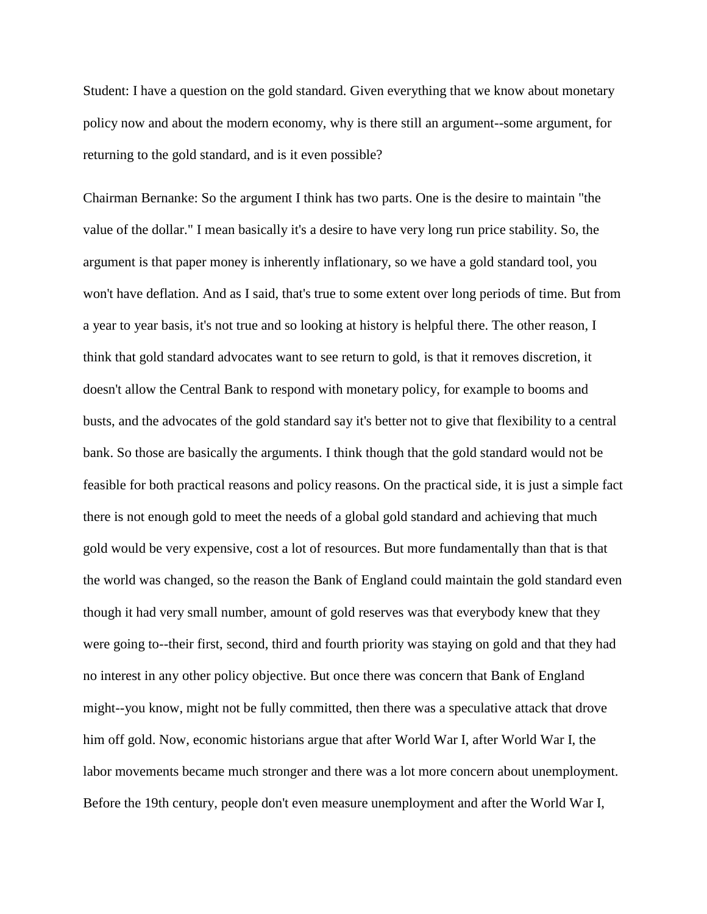Student: I have a question on the gold standard. Given everything that we know about monetary policy now and about the modern economy, why is there still an argument--some argument, for returning to the gold standard, and is it even possible?

Chairman Bernanke: So the argument I think has two parts. One is the desire to maintain "the value of the dollar." I mean basically it's a desire to have very long run price stability. So, the argument is that paper money is inherently inflationary, so we have a gold standard tool, you won't have deflation. And as I said, that's true to some extent over long periods of time. But from a year to year basis, it's not true and so looking at history is helpful there. The other reason, I think that gold standard advocates want to see return to gold, is that it removes discretion, it doesn't allow the Central Bank to respond with monetary policy, for example to booms and busts, and the advocates of the gold standard say it's better not to give that flexibility to a central bank. So those are basically the arguments. I think though that the gold standard would not be feasible for both practical reasons and policy reasons. On the practical side, it is just a simple fact there is not enough gold to meet the needs of a global gold standard and achieving that much gold would be very expensive, cost a lot of resources. But more fundamentally than that is that the world was changed, so the reason the Bank of England could maintain the gold standard even though it had very small number, amount of gold reserves was that everybody knew that they were going to--their first, second, third and fourth priority was staying on gold and that they had no interest in any other policy objective. But once there was concern that Bank of England might--you know, might not be fully committed, then there was a speculative attack that drove him off gold. Now, economic historians argue that after World War I, after World War I, the labor movements became much stronger and there was a lot more concern about unemployment. Before the 19th century, people don't even measure unemployment and after the World War I,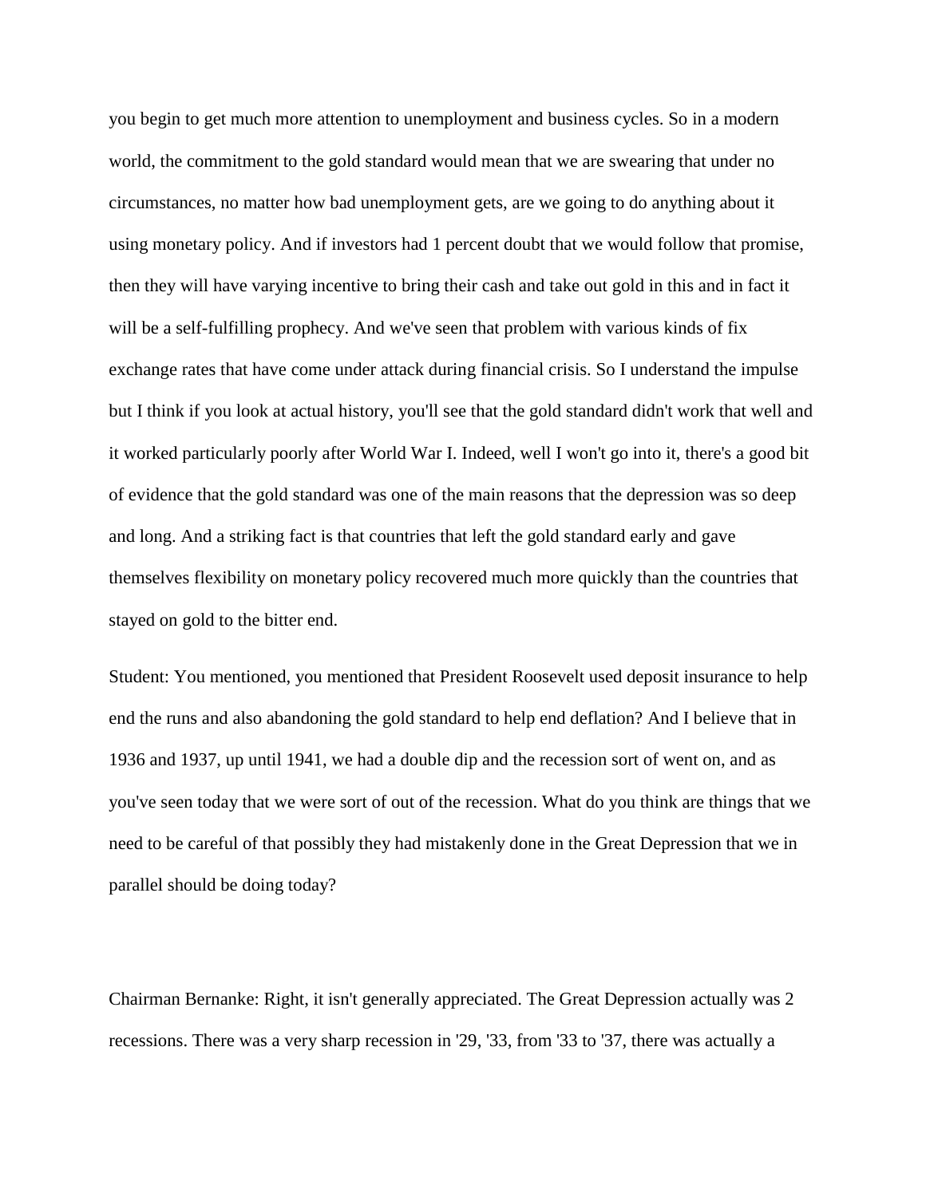you begin to get much more attention to unemployment and business cycles. So in a modern world, the commitment to the gold standard would mean that we are swearing that under no circumstances, no matter how bad unemployment gets, are we going to do anything about it using monetary policy. And if investors had 1 percent doubt that we would follow that promise, then they will have varying incentive to bring their cash and take out gold in this and in fact it will be a self-fulfilling prophecy. And we've seen that problem with various kinds of fix exchange rates that have come under attack during financial crisis. So I understand the impulse but I think if you look at actual history, you'll see that the gold standard didn't work that well and it worked particularly poorly after World War I. Indeed, well I won't go into it, there's a good bit of evidence that the gold standard was one of the main reasons that the depression was so deep and long. And a striking fact is that countries that left the gold standard early and gave themselves flexibility on monetary policy recovered much more quickly than the countries that stayed on gold to the bitter end.

Student: You mentioned, you mentioned that President Roosevelt used deposit insurance to help end the runs and also abandoning the gold standard to help end deflation? And I believe that in 1936 and 1937, up until 1941, we had a double dip and the recession sort of went on, and as you've seen today that we were sort of out of the recession. What do you think are things that we need to be careful of that possibly they had mistakenly done in the Great Depression that we in parallel should be doing today?

Chairman Bernanke: Right, it isn't generally appreciated. The Great Depression actually was 2 recessions. There was a very sharp recession in '29, '33, from '33 to '37, there was actually a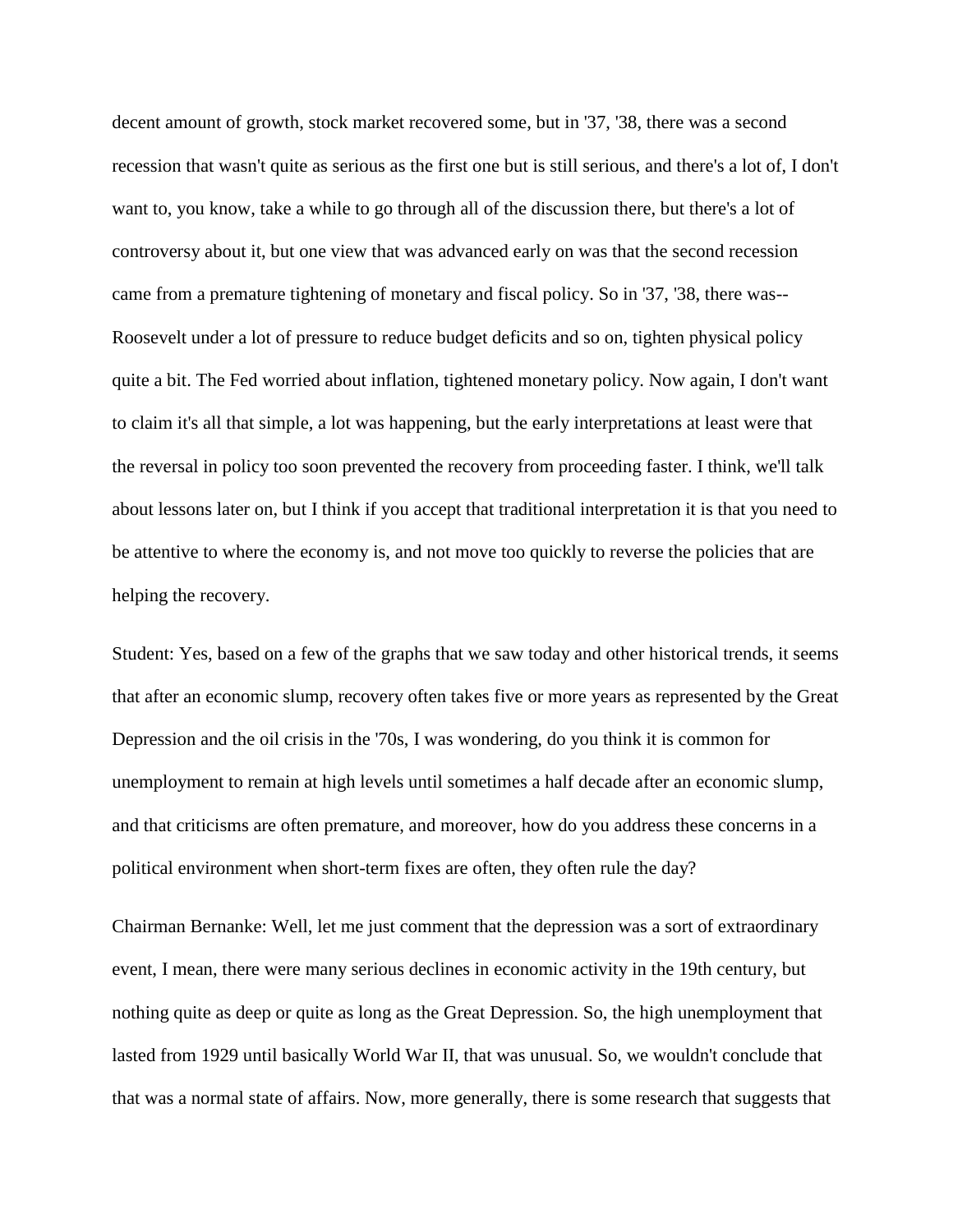decent amount of growth, stock market recovered some, but in '37, '38, there was a second recession that wasn't quite as serious as the first one but is still serious, and there's a lot of, I don't want to, you know, take a while to go through all of the discussion there, but there's a lot of controversy about it, but one view that was advanced early on was that the second recession came from a premature tightening of monetary and fiscal policy. So in '37, '38, there was-- Roosevelt under a lot of pressure to reduce budget deficits and so on, tighten physical policy quite a bit. The Fed worried about inflation, tightened monetary policy. Now again, I don't want to claim it's all that simple, a lot was happening, but the early interpretations at least were that the reversal in policy too soon prevented the recovery from proceeding faster. I think, we'll talk about lessons later on, but I think if you accept that traditional interpretation it is that you need to be attentive to where the economy is, and not move too quickly to reverse the policies that are helping the recovery.

Student: Yes, based on a few of the graphs that we saw today and other historical trends, it seems that after an economic slump, recovery often takes five or more years as represented by the Great Depression and the oil crisis in the '70s, I was wondering, do you think it is common for unemployment to remain at high levels until sometimes a half decade after an economic slump, and that criticisms are often premature, and moreover, how do you address these concerns in a political environment when short-term fixes are often, they often rule the day?

Chairman Bernanke: Well, let me just comment that the depression was a sort of extraordinary event, I mean, there were many serious declines in economic activity in the 19th century, but nothing quite as deep or quite as long as the Great Depression. So, the high unemployment that lasted from 1929 until basically World War II, that was unusual. So, we wouldn't conclude that that was a normal state of affairs. Now, more generally, there is some research that suggests that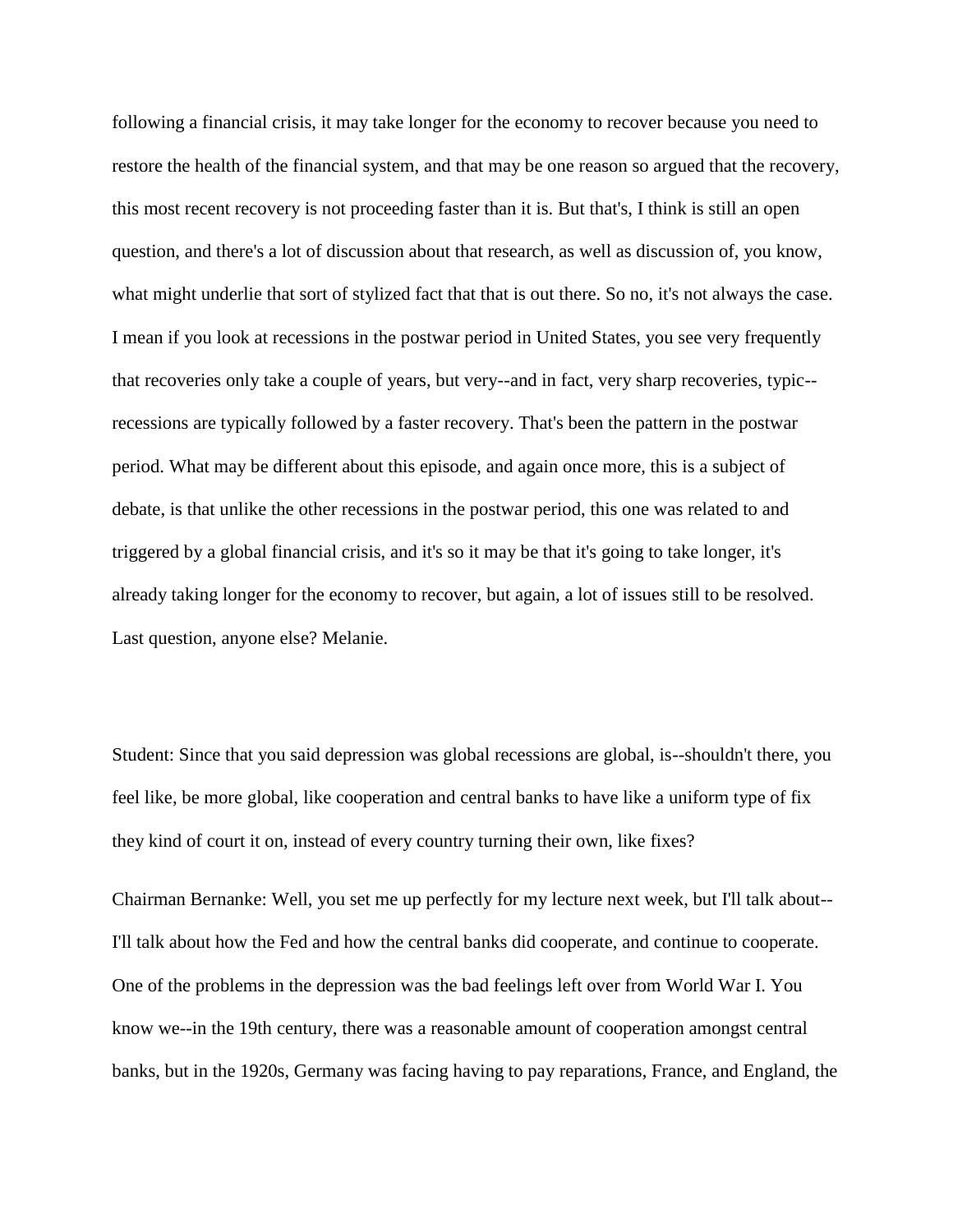following a financial crisis, it may take longer for the economy to recover because you need to restore the health of the financial system, and that may be one reason so argued that the recovery, this most recent recovery is not proceeding faster than it is. But that's, I think is still an open question, and there's a lot of discussion about that research, as well as discussion of, you know, what might underlie that sort of stylized fact that that is out there. So no, it's not always the case. I mean if you look at recessions in the postwar period in United States, you see very frequently that recoveries only take a couple of years, but very--and in fact, very sharp recoveries, typic--recessions are typically followed by a faster recovery. That's been the pattern in the postwar period. What may be different about this episode, and again once more, this is a subject of debate, is that unlike the other recessions in the postwar period, this one was related to and triggered by a global financial crisis, and it's so it may be that it's going to take longer, it's already taking longer for the economy to recover, but again, a lot of issues still to be resolved. Last question, anyone else? Melanie.

Student: Since that you said depression was global recessions are global, is--shouldn't there, you feel like, be more global, like cooperation and central banks to have like a uniform type of fix they kind of court it on, instead of every country turning their own, like fixes?

Chairman Bernanke: Well, you set me up perfectly for my lecture next week, but I'll talk about--I'll talk about how the Fed and how the central banks did cooperate, and continue to cooperate. One of the problems in the depression was the bad feelings left over from World War I. You know we--in the 19th century, there was a reasonable amount of cooperation amongst central banks, but in the 1920s, Germany was facing having to pay reparations, France, and England, the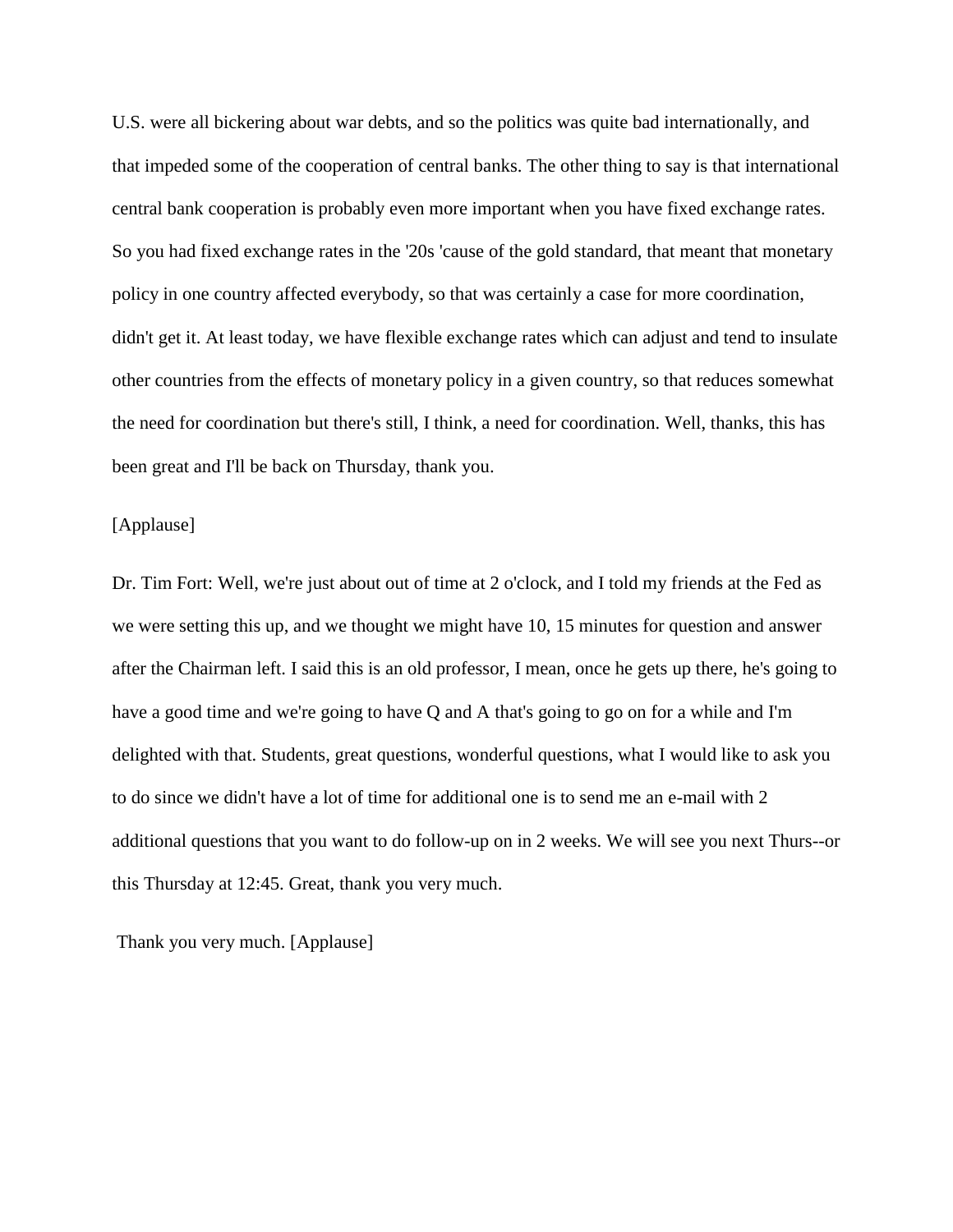U.S. were all bickering about war debts, and so the politics was quite bad internationally, and that impeded some of the cooperation of central banks. The other thing to say is that international central bank cooperation is probably even more important when you have fixed exchange rates. So you had fixed exchange rates in the '20s 'cause of the gold standard, that meant that monetary policy in one country affected everybody, so that was certainly a case for more coordination, didn't get it. At least today, we have flexible exchange rates which can adjust and tend to insulate other countries from the effects of monetary policy in a given country, so that reduces somewhat the need for coordination but there's still, I think, a need for coordination. Well, thanks, this has been great and I'll be back on Thursday, thank you.

[Applause]

Dr. Tim Fort: Well, we're just about out of time at 2 o'clock, and I told my friends at the Fed as we were setting this up, and we thought we might have 10, 15 minutes for question and answer after the Chairman left. I said this is an old professor, I mean, once he gets up there, he's going to have a good time and we're going to have Q and A that's going to go on for a while and I'm delighted with that. Students, great questions, wonderful questions, what I would like to ask you to do since we didn't have a lot of time for additional one is to send me an e-mail with 2 additional questions that you want to do follow-up on in 2 weeks. We will see you next Thurs--or this Thursday at 12:45. Great, thank you very much.

Thank you very much. [Applause]